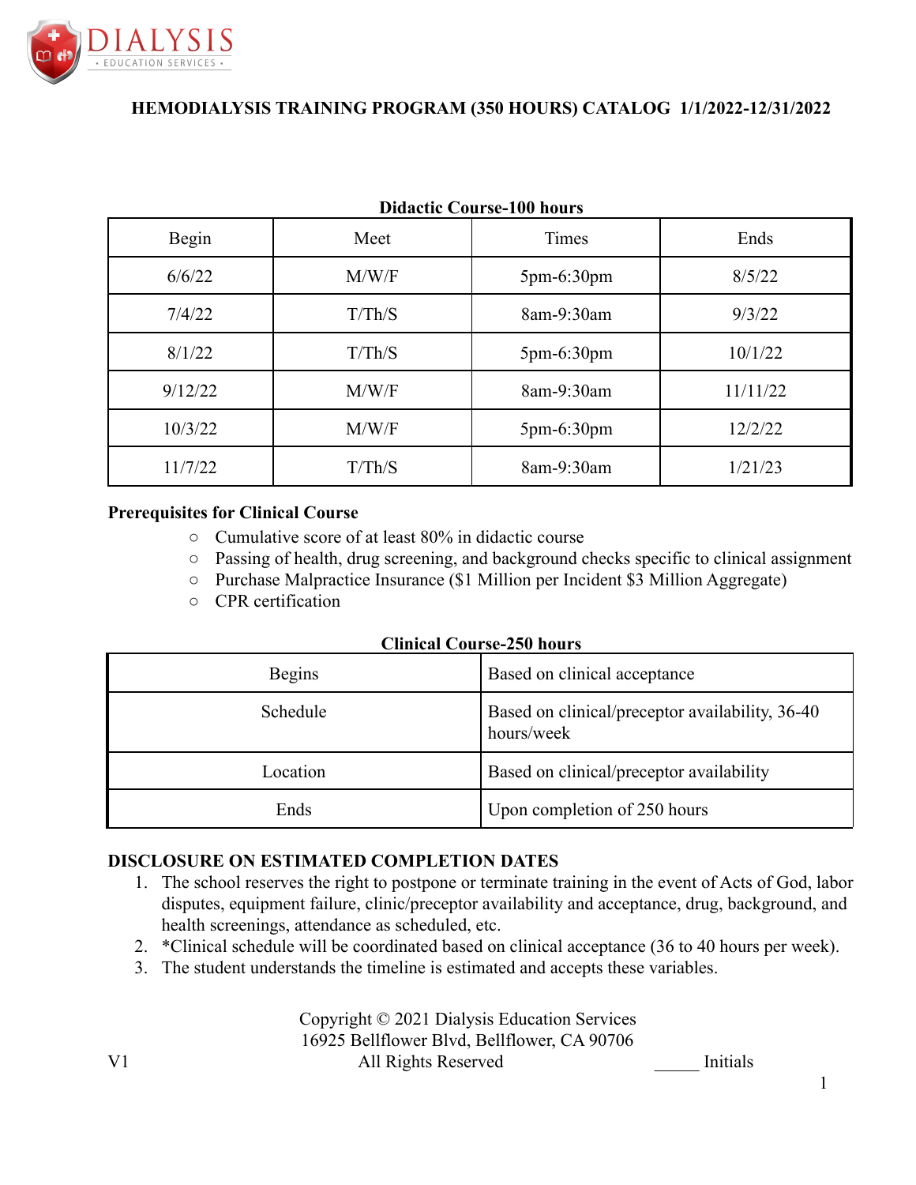DIALYSIS
• EDUCATION SERVICES •

# HEMODIALYSIS TRAINING PROGRAM (350 HOURS) CATALOG 1/1/2022-12/31/2022

**Didactic Course-100 hours**

| Begin | Meet | Times | Ends |
|---|---|---|---|
| 6/6/22 | M/W/F | 5pm-6:30pm | 8/5/22 |
| 7/4/22 | T/Th/S | 8am-9:30am | 9/3/22 |
| 8/1/22 | T/Th/S | 5pm-6:30pm | 10/1/22 |
| 9/12/22 | M/W/F | 8am-9:30am | 11/11/22 |
| 10/3/22 | M/W/F | 5pm-6:30pm | 12/2/22 |
| 11/7/22 | T/Th/S | 8am-9:30am | 1/21/23 |

**Prerequisites for Clinical Course**

- Cumulative score of at least 80% in didactic course
- Passing of health, drug screening, and background checks specific to clinical assignment
- Purchase Malpractice Insurance ($1 Million per Incident $3 Million Aggregate)
- CPR certification

**Clinical Course-250 hours**

| | |
|---|---|
| Begins | Based on clinical acceptance |
| Schedule | Based on clinical/preceptor availability, 36-40 hours/week |
| Location | Based on clinical/preceptor availability |
| Ends | Upon completion of 250 hours |

**DISCLOSURE ON ESTIMATED COMPLETION DATES**

1. The school reserves the right to postpone or terminate training in the event of Acts of God, labor disputes, equipment failure, clinic/preceptor availability and acceptance, drug, background, and health screenings, attendance as scheduled, etc.
2. *Clinical schedule will be coordinated based on clinical acceptance (36 to 40 hours per week).
3. The student understands the timeline is estimated and accepts these variables.

Copyright © 2021 Dialysis Education Services
16925 Bellflower Blvd, Bellflower, CA 90706
All Rights Reserved

V1 _____ Initials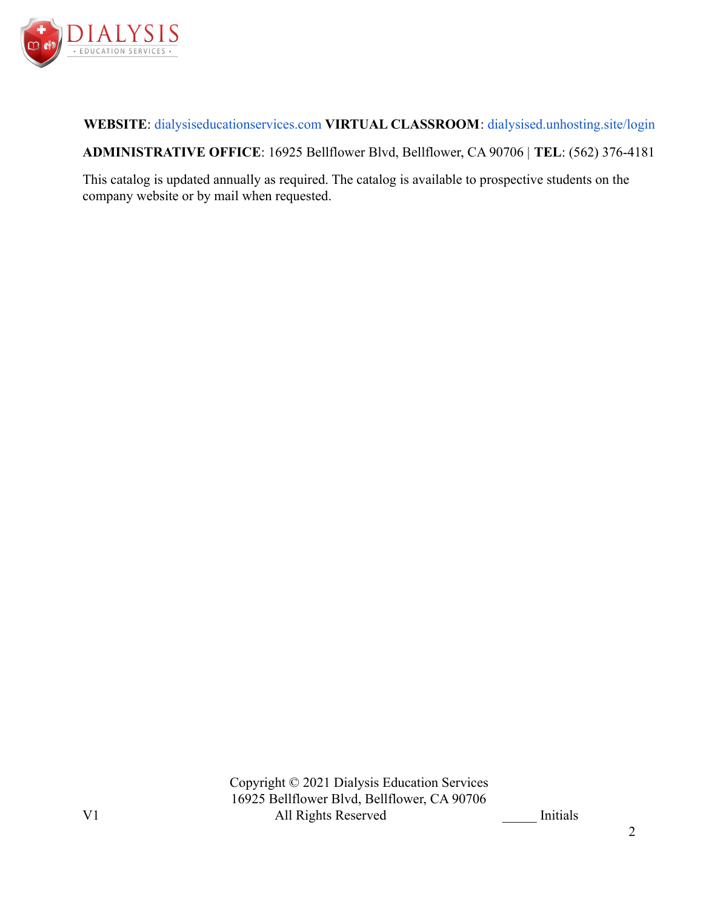**WEBSITE**: dialysiseducationservices.com **VIRTUAL CLASSROOM**: dialysised.unhosting.site/login

**ADMINISTRATIVE OFFICE**: 16925 Bellflower Blvd, Bellflower, CA 90706 | **TEL**: (562) 376-4181

This catalog is updated annually as required. The catalog is available to prospective students on the company website or by mail when requested.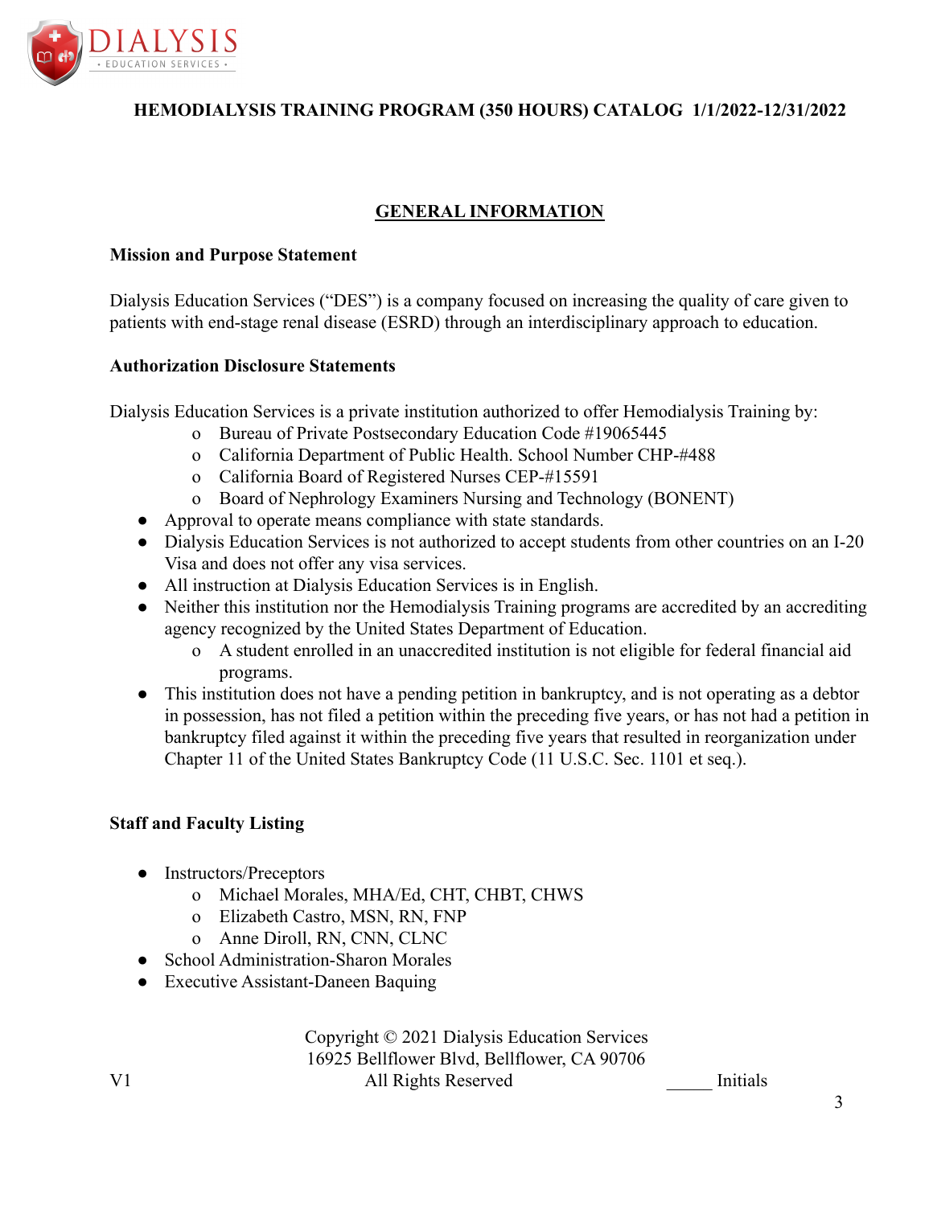## HEMODIALYSIS TRAINING PROGRAM (350 HOURS) CATALOG 1/1/2022-12/31/2022

## GENERAL INFORMATION

### Mission and Purpose Statement

Dialysis Education Services ("DES") is a company focused on increasing the quality of care given to patients with end-stage renal disease (ESRD) through an interdisciplinary approach to education.

### Authorization Disclosure Statements

Dialysis Education Services is a private institution authorized to offer Hemodialysis Training by:

- Bureau of Private Postsecondary Education Code #19065445
- California Department of Public Health. School Number CHP-#488
- California Board of Registered Nurses CEP-#15591
- Board of Nephrology Examiners Nursing and Technology (BONENT)

- Approval to operate means compliance with state standards.
- Dialysis Education Services is not authorized to accept students from other countries on an I-20 Visa and does not offer any visa services.
- All instruction at Dialysis Education Services is in English.
- Neither this institution nor the Hemodialysis Training programs are accredited by an accrediting agency recognized by the United States Department of Education.
  - A student enrolled in an unaccredited institution is not eligible for federal financial aid programs.
- This institution does not have a pending petition in bankruptcy, and is not operating as a debtor in possession, has not filed a petition within the preceding five years, or has not had a petition in bankruptcy filed against it within the preceding five years that resulted in reorganization under Chapter 11 of the United States Bankruptcy Code (11 U.S.C. Sec. 1101 et seq.).

### Staff and Faculty Listing

- Instructors/Preceptors
  - Michael Morales, MHA/Ed, CHT, CHBT, CHWS
  - Elizabeth Castro, MSN, RN, FNP
  - Anne Diroll, RN, CNN, CLNC
- School Administration-Sharon Morales
- Executive Assistant-Daneen Baquing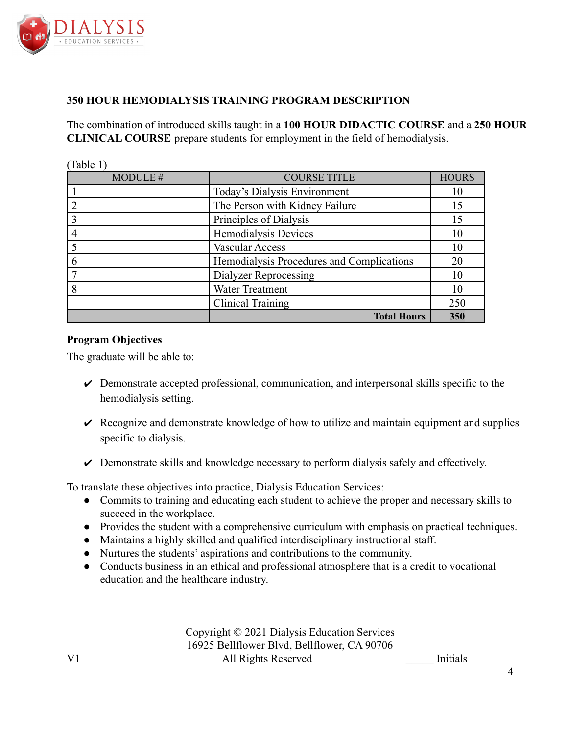### 350 HOUR HEMODIALYSIS TRAINING PROGRAM DESCRIPTION

The combination of introduced skills taught in a **100 HOUR DIDACTIC COURSE** and a **250 HOUR CLINICAL COURSE** prepare students for employment in the field of hemodialysis.

(Table 1)

| MODULE # | COURSE TITLE | HOURS |
|---|---|---|
| 1 | Today's Dialysis Environment | 10 |
| 2 | The Person with Kidney Failure | 15 |
| 3 | Principles of Dialysis | 15 |
| 4 | Hemodialysis Devices | 10 |
| 5 | Vascular Access | 10 |
| 6 | Hemodialysis Procedures and Complications | 20 |
| 7 | Dialyzer Reprocessing | 10 |
| 8 | Water Treatment | 10 |
| | Clinical Training | 250 |
| | **Total Hours** | **350** |

**Program Objectives**

The graduate will be able to:

- ✔ Demonstrate accepted professional, communication, and interpersonal skills specific to the hemodialysis setting.
- ✔ Recognize and demonstrate knowledge of how to utilize and maintain equipment and supplies specific to dialysis.
- ✔ Demonstrate skills and knowledge necessary to perform dialysis safely and effectively.

To translate these objectives into practice, Dialysis Education Services:

- Commits to training and educating each student to achieve the proper and necessary skills to succeed in the workplace.
- Provides the student with a comprehensive curriculum with emphasis on practical techniques.
- Maintains a highly skilled and qualified interdisciplinary instructional staff.
- Nurtures the students' aspirations and contributions to the community.
- Conducts business in an ethical and professional atmosphere that is a credit to vocational education and the healthcare industry.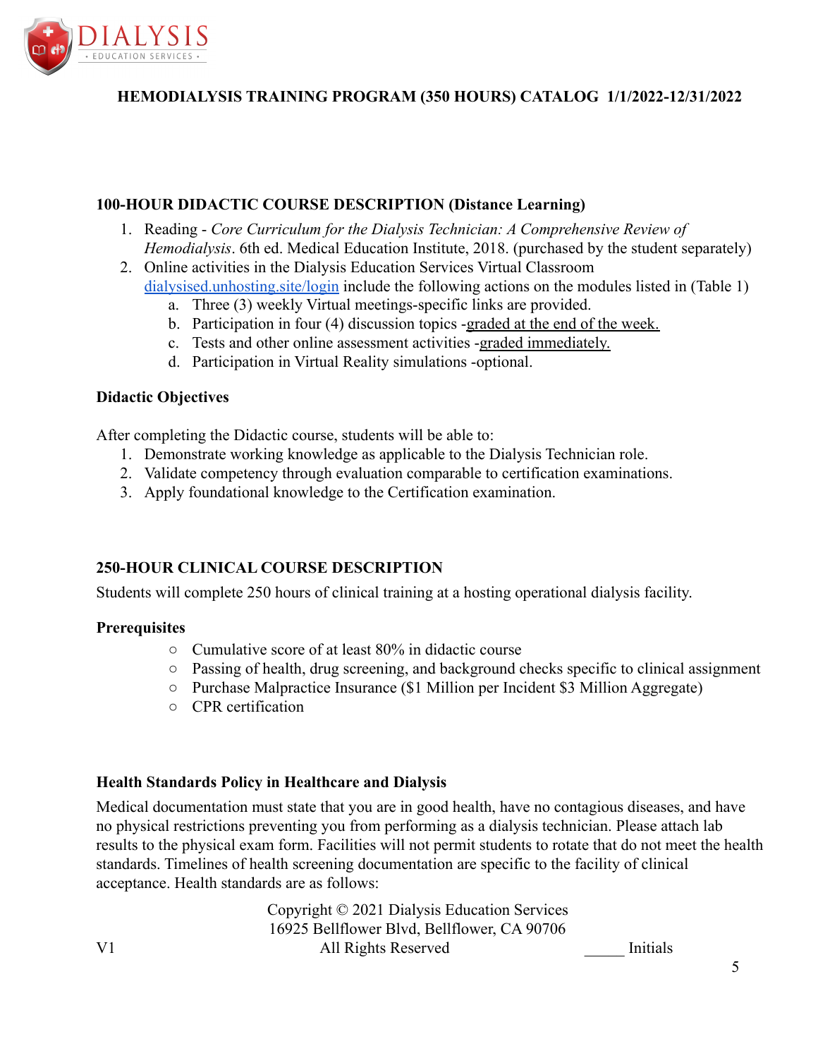**HEMODIALYSIS TRAINING PROGRAM (350 HOURS) CATALOG 1/1/2022-12/31/2022**

## 100-HOUR DIDACTIC COURSE DESCRIPTION (Distance Learning)

1. Reading - *Core Curriculum for the Dialysis Technician: A Comprehensive Review of Hemodialysis*. 6th ed. Medical Education Institute, 2018. (purchased by the student separately)
2. Online activities in the Dialysis Education Services Virtual Classroom [dialysised.unhosting.site/login](dialysised.unhosting.site/login) include the following actions on the modules listed in (Table 1)
    a. Three (3) weekly Virtual meetings-specific links are provided.
    b. Participation in four (4) discussion topics -graded at the end of the week.
    c. Tests and other online assessment activities -graded immediately.
    d. Participation in Virtual Reality simulations -optional.

### Didactic Objectives

After completing the Didactic course, students will be able to:

1. Demonstrate working knowledge as applicable to the Dialysis Technician role.
2. Validate competency through evaluation comparable to certification examinations.
3. Apply foundational knowledge to the Certification examination.

## 250-HOUR CLINICAL COURSE DESCRIPTION

Students will complete 250 hours of clinical training at a hosting operational dialysis facility.

### Prerequisites

- Cumulative score of at least 80% in didactic course
- Passing of health, drug screening, and background checks specific to clinical assignment
- Purchase Malpractice Insurance ($1 Million per Incident $3 Million Aggregate)
- CPR certification

### Health Standards Policy in Healthcare and Dialysis

Medical documentation must state that you are in good health, have no contagious diseases, and have no physical restrictions preventing you from performing as a dialysis technician. Please attach lab results to the physical exam form. Facilities will not permit students to rotate that do not meet the health standards. Timelines of health screening documentation are specific to the facility of clinical acceptance. Health standards are as follows: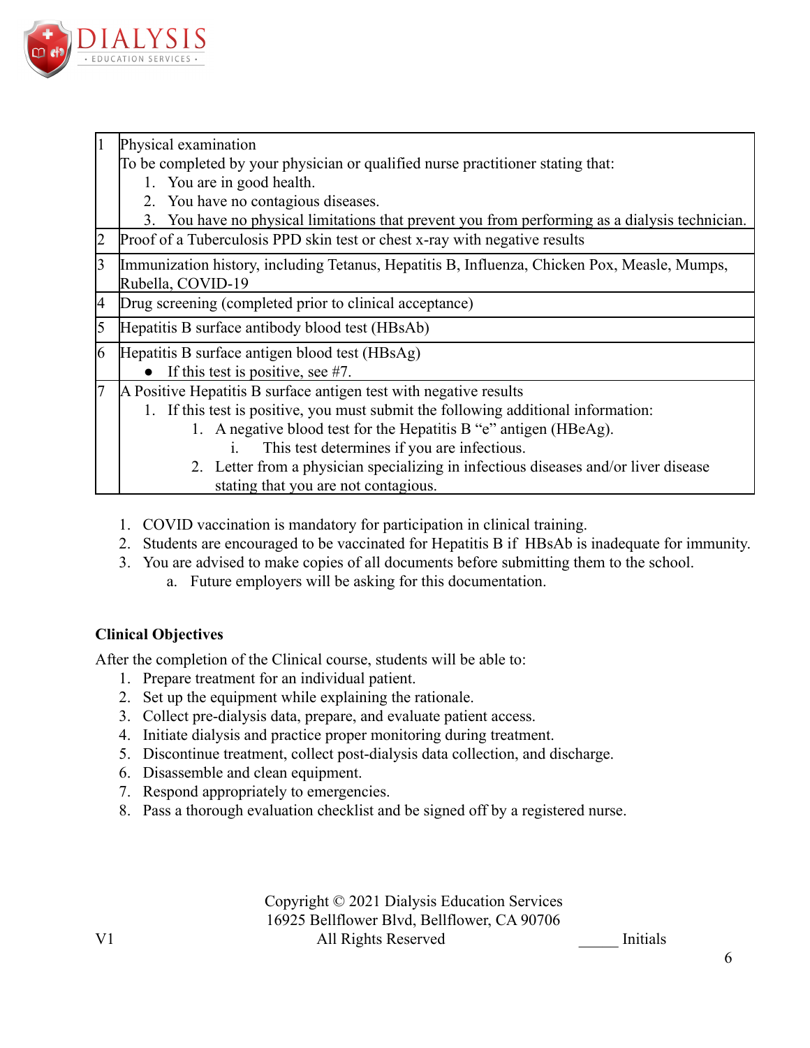| | |
|---|---|
| 1 | Physical examination<br>To be completed by your physician or qualified nurse practitioner stating that:<br>1. You are in good health.<br>2. You have no contagious diseases.<br>3. You have no physical limitations that prevent you from performing as a dialysis technician. |
| 2 | Proof of a Tuberculosis PPD skin test or chest x-ray with negative results |
| 3 | Immunization history, including Tetanus, Hepatitis B, Influenza, Chicken Pox, Measle, Mumps, Rubella, COVID-19 |
| 4 | Drug screening (completed prior to clinical acceptance) |
| 5 | Hepatitis B surface antibody blood test (HBsAb) |
| 6 | Hepatitis B surface antigen blood test (HBsAg)<br>● If this test is positive, see #7. |
| 7 | A Positive Hepatitis B surface antigen test with negative results<br>1. If this test is positive, you must submit the following additional information:<br>1. A negative blood test for the Hepatitis B "e" antigen (HBeAg).<br>i. This test determines if you are infectious.<br>2. Letter from a physician specializing in infectious diseases and/or liver disease stating that you are not contagious. |

1. COVID vaccination is mandatory for participation in clinical training.
2. Students are encouraged to be vaccinated for Hepatitis B if HBsAb is inadequate for immunity.
3. You are advised to make copies of all documents before submitting them to the school.
    a. Future employers will be asking for this documentation.

**Clinical Objectives**

After the completion of the Clinical course, students will be able to:

1. Prepare treatment for an individual patient.
2. Set up the equipment while explaining the rationale.
3. Collect pre-dialysis data, prepare, and evaluate patient access.
4. Initiate dialysis and practice proper monitoring during treatment.
5. Discontinue treatment, collect post-dialysis data collection, and discharge.
6. Disassemble and clean equipment.
7. Respond appropriately to emergencies.
8. Pass a thorough evaluation checklist and be signed off by a registered nurse.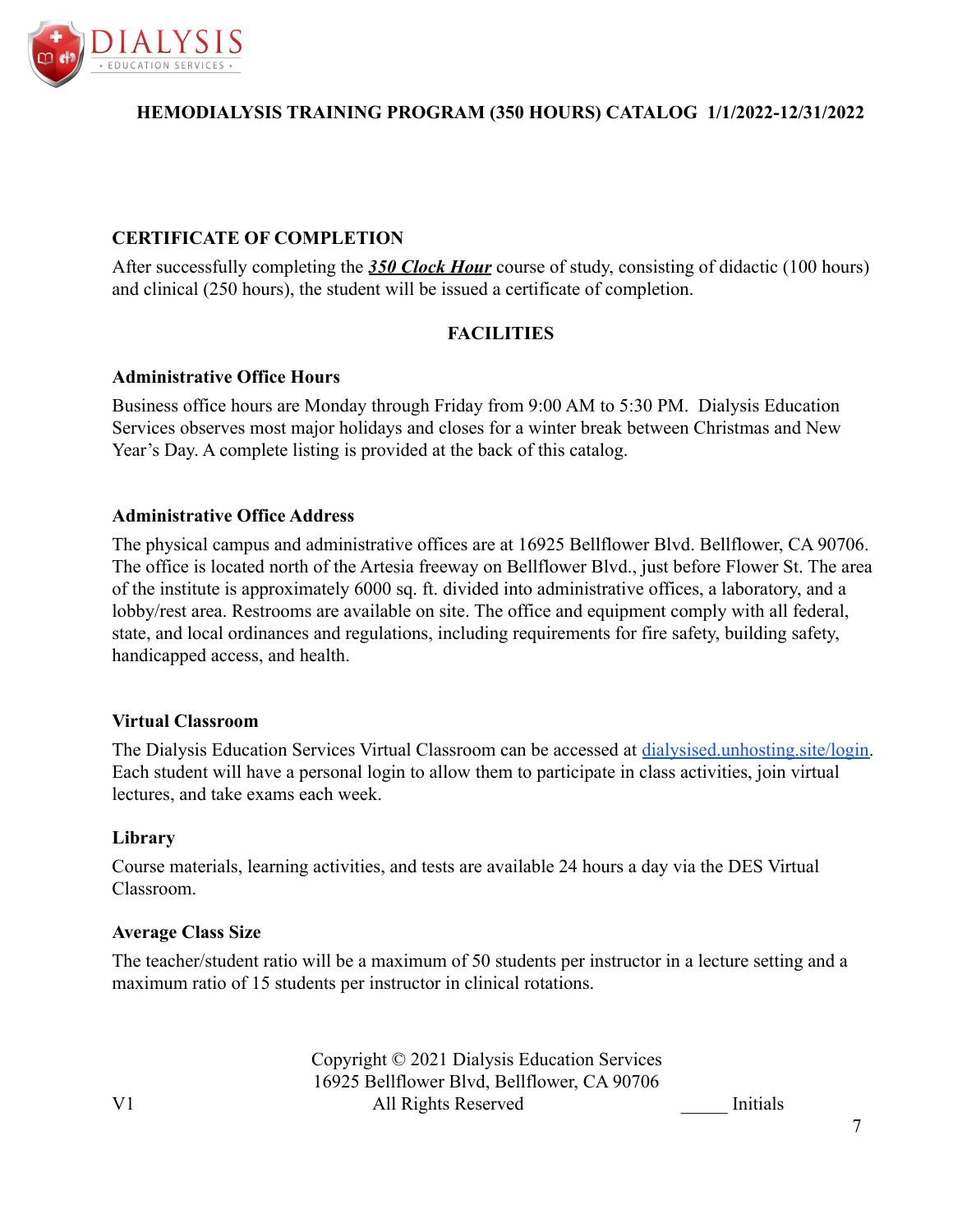## CERTIFICATE OF COMPLETION

After successfully completing the ***350 Clock Hour*** course of study, consisting of didactic (100 hours) and clinical (250 hours), the student will be issued a certificate of completion.

## FACILITIES

### Administrative Office Hours

Business office hours are Monday through Friday from 9:00 AM to 5:30 PM. Dialysis Education Services observes most major holidays and closes for a winter break between Christmas and New Year's Day. A complete listing is provided at the back of this catalog.

### Administrative Office Address

The physical campus and administrative offices are at 16925 Bellflower Blvd. Bellflower, CA 90706. The office is located north of the Artesia freeway on Bellflower Blvd., just before Flower St. The area of the institute is approximately 6000 sq. ft. divided into administrative offices, a laboratory, and a lobby/rest area. Restrooms are available on site. The office and equipment comply with all federal, state, and local ordinances and regulations, including requirements for fire safety, building safety, handicapped access, and health.

### Virtual Classroom

The Dialysis Education Services Virtual Classroom can be accessed at [dialysised.unhosting.site/login](dialysised.unhosting.site/login). Each student will have a personal login to allow them to participate in class activities, join virtual lectures, and take exams each week.

### Library

Course materials, learning activities, and tests are available 24 hours a day via the DES Virtual Classroom.

### Average Class Size

The teacher/student ratio will be a maximum of 50 students per instructor in a lecture setting and a maximum ratio of 15 students per instructor in clinical rotations.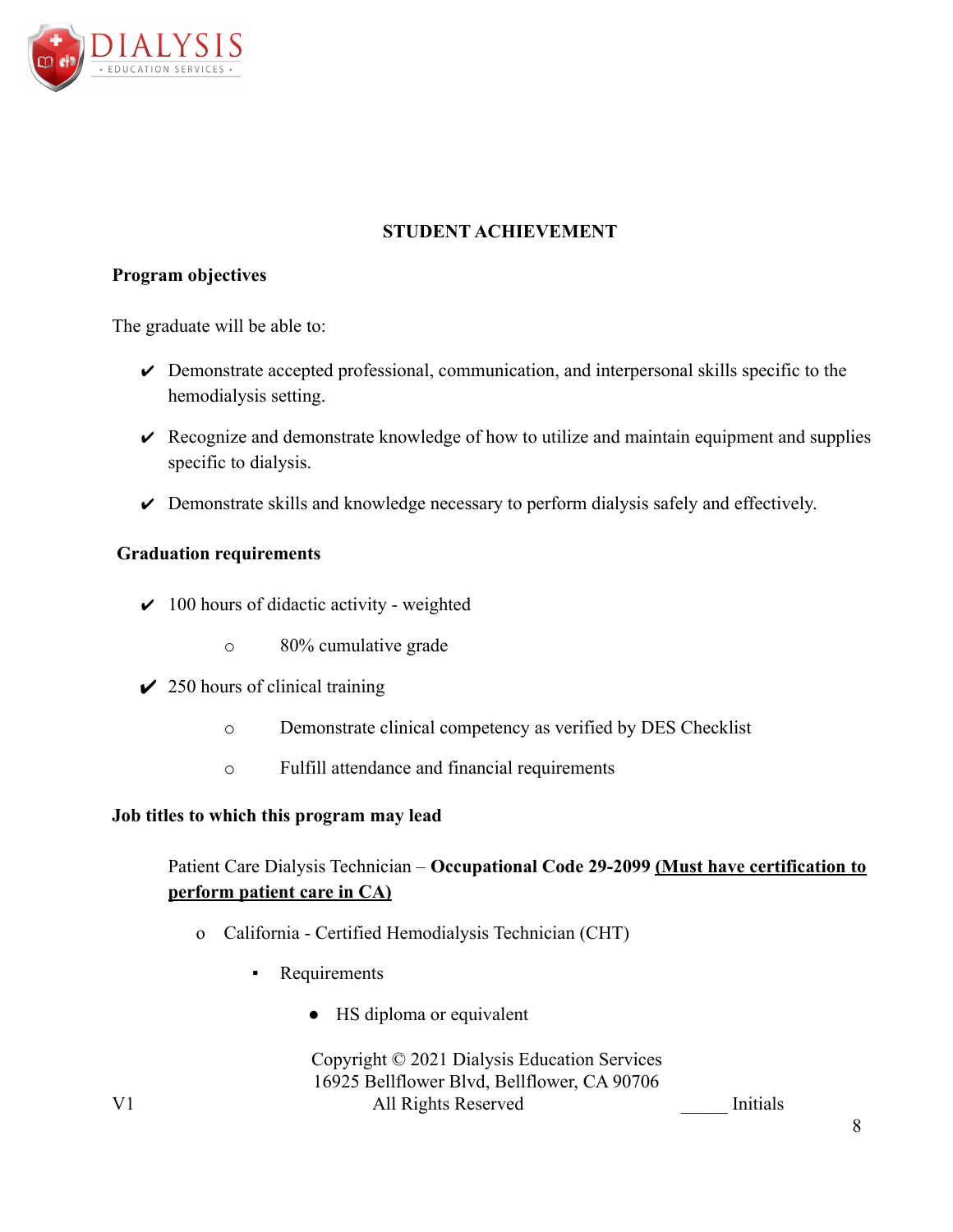## STUDENT ACHIEVEMENT

**Program objectives**

The graduate will be able to:

- ✔ Demonstrate accepted professional, communication, and interpersonal skills specific to the hemodialysis setting.
- ✔ Recognize and demonstrate knowledge of how to utilize and maintain equipment and supplies specific to dialysis.
- ✔ Demonstrate skills and knowledge necessary to perform dialysis safely and effectively.

**Graduation requirements**

- ✔ 100 hours of didactic activity - weighted
  - 80% cumulative grade
- ✔ 250 hours of clinical training
  - Demonstrate clinical competency as verified by DES Checklist
  - Fulfill attendance and financial requirements

**Job titles to which this program may lead**

Patient Care Dialysis Technician – **Occupational Code 29-2099** **<u>(Must have certification to perform patient care in CA)</u>**

- California - Certified Hemodialysis Technician (CHT)
  - Requirements
    - HS diploma or equivalent

Copyright © 2021 Dialysis Education Services
16925 Bellflower Blvd, Bellflower, CA 90706
V1 All Rights Reserved _____ Initials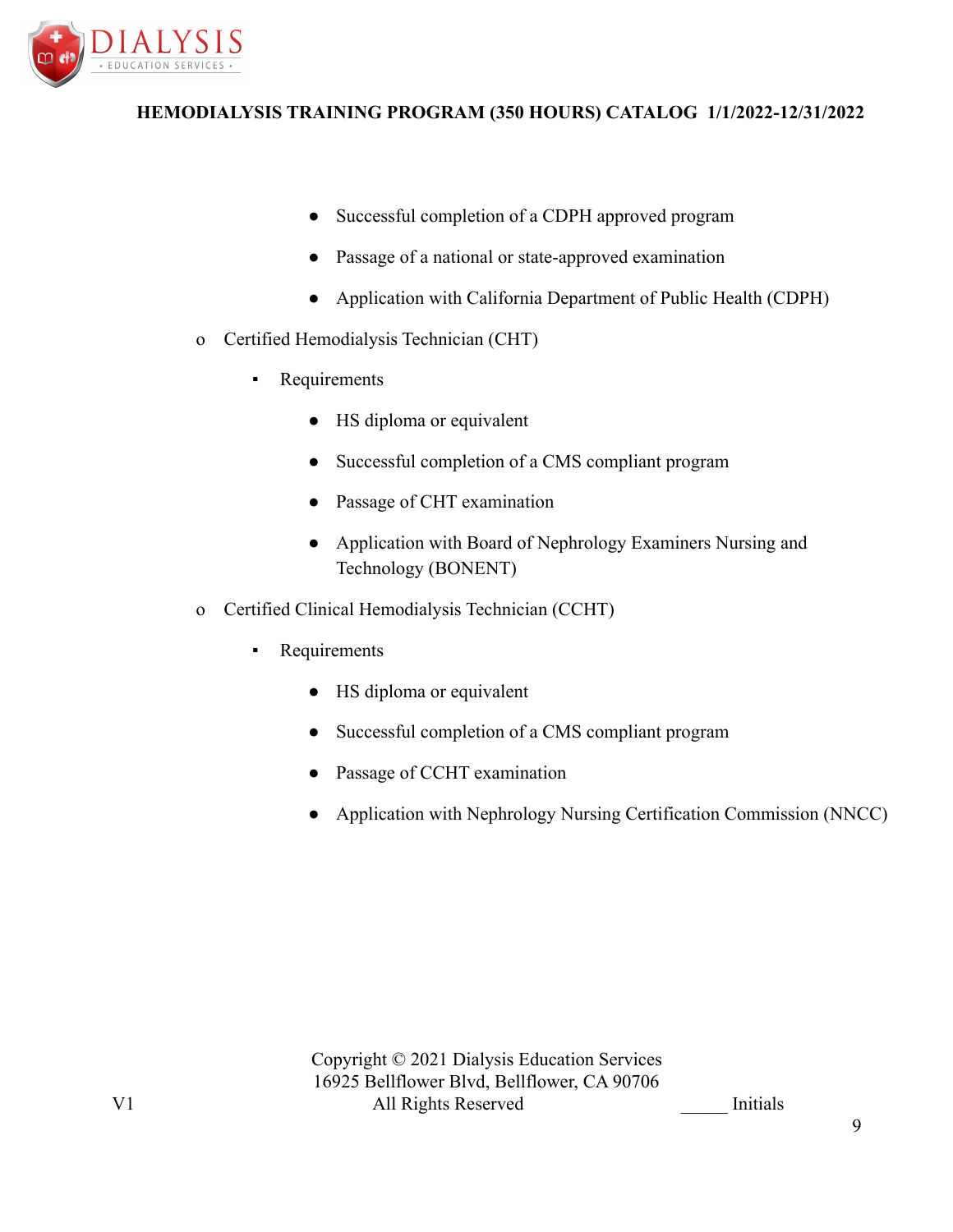- Successful completion of a CDPH approved program
      - Passage of a national or state-approved examination
      - Application with California Department of Public Health (CDPH)
- Certified Hemodialysis Technician (CHT)
  - Requirements
    - HS diploma or equivalent
    - Successful completion of a CMS compliant program
    - Passage of CHT examination
    - Application with Board of Nephrology Examiners Nursing and Technology (BONENT)
- Certified Clinical Hemodialysis Technician (CCHT)
  - Requirements
    - HS diploma or equivalent
    - Successful completion of a CMS compliant program
    - Passage of CCHT examination
    - Application with Nephrology Nursing Certification Commission (NNCC)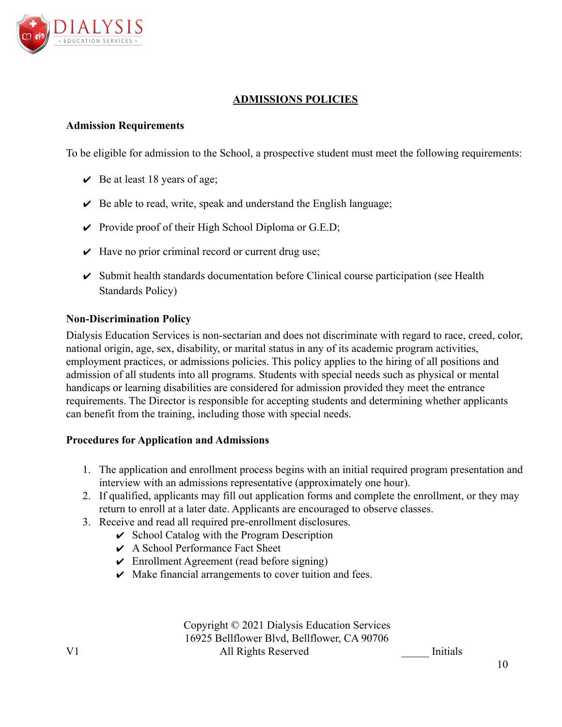## ADMISSIONS POLICIES

### Admission Requirements

To be eligible for admission to the School, a prospective student must meet the following requirements:

- ✔ Be at least 18 years of age;
- ✔ Be able to read, write, speak and understand the English language;
- ✔ Provide proof of their High School Diploma or G.E.D;
- ✔ Have no prior criminal record or current drug use;
- ✔ Submit health standards documentation before Clinical course participation (see Health Standards Policy)

### Non-Discrimination Policy

Dialysis Education Services is non-sectarian and does not discriminate with regard to race, creed, color, national origin, age, sex, disability, or marital status in any of its academic program activities, employment practices, or admissions policies. This policy applies to the hiring of all positions and admission of all students into all programs. Students with special needs such as physical or mental handicaps or learning disabilities are considered for admission provided they meet the entrance requirements. The Director is responsible for accepting students and determining whether applicants can benefit from the training, including those with special needs.

### Procedures for Application and Admissions

1. The application and enrollment process begins with an initial required program presentation and interview with an admissions representative (approximately one hour).
2. If qualified, applicants may fill out application forms and complete the enrollment, or they may return to enroll at a later date. Applicants are encouraged to observe classes.
3. Receive and read all required pre-enrollment disclosures.
   - ✔ School Catalog with the Program Description
   - ✔ A School Performance Fact Sheet
   - ✔ Enrollment Agreement (read before signing)
   - ✔ Make financial arrangements to cover tuition and fees.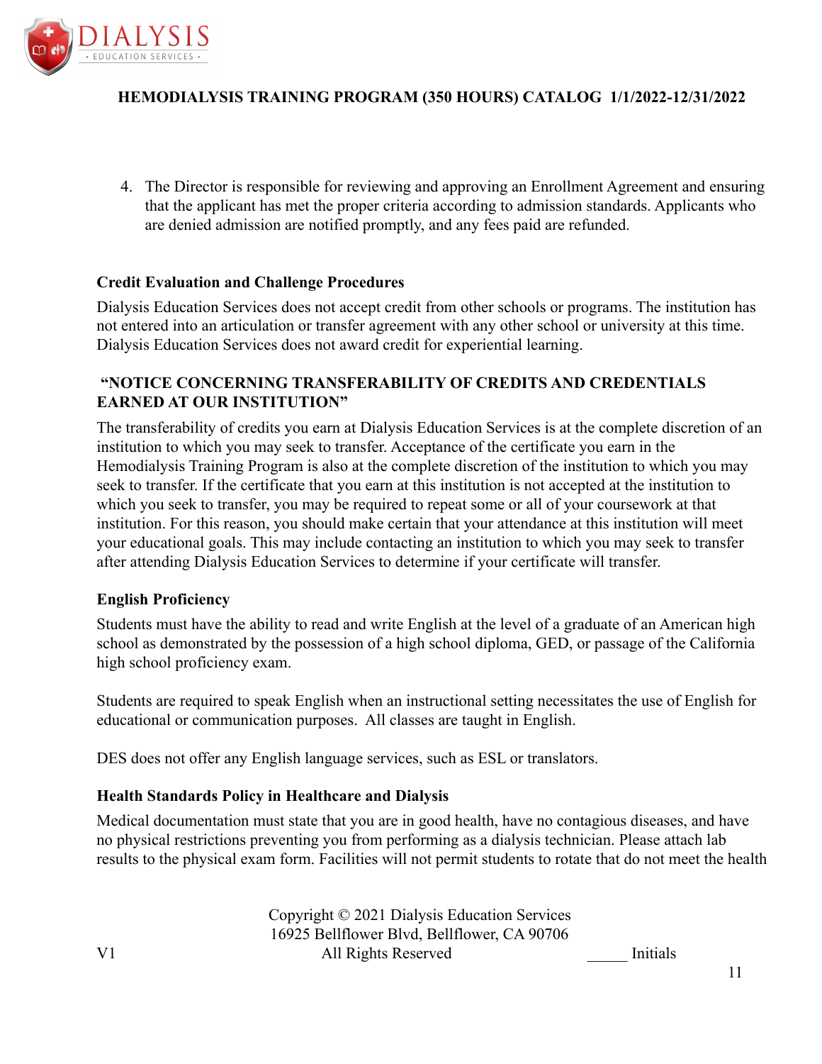4. The Director is responsible for reviewing and approving an Enrollment Agreement and ensuring that the applicant has met the proper criteria according to admission standards. Applicants who are denied admission are notified promptly, and any fees paid are refunded.

### Credit Evaluation and Challenge Procedures

Dialysis Education Services does not accept credit from other schools or programs. The institution has not entered into an articulation or transfer agreement with any other school or university at this time. Dialysis Education Services does not award credit for experiential learning.

### "NOTICE CONCERNING TRANSFERABILITY OF CREDITS AND CREDENTIALS EARNED AT OUR INSTITUTION"

The transferability of credits you earn at Dialysis Education Services is at the complete discretion of an institution to which you may seek to transfer. Acceptance of the certificate you earn in the Hemodialysis Training Program is also at the complete discretion of the institution to which you may seek to transfer. If the certificate that you earn at this institution is not accepted at the institution to which you seek to transfer, you may be required to repeat some or all of your coursework at that institution. For this reason, you should make certain that your attendance at this institution will meet your educational goals. This may include contacting an institution to which you may seek to transfer after attending Dialysis Education Services to determine if your certificate will transfer.

### English Proficiency

Students must have the ability to read and write English at the level of a graduate of an American high school as demonstrated by the possession of a high school diploma, GED, or passage of the California high school proficiency exam.

Students are required to speak English when an instructional setting necessitates the use of English for educational or communication purposes. All classes are taught in English.

DES does not offer any English language services, such as ESL or translators.

### Health Standards Policy in Healthcare and Dialysis

Medical documentation must state that you are in good health, have no contagious diseases, and have no physical restrictions preventing you from performing as a dialysis technician. Please attach lab results to the physical exam form. Facilities will not permit students to rotate that do not meet the health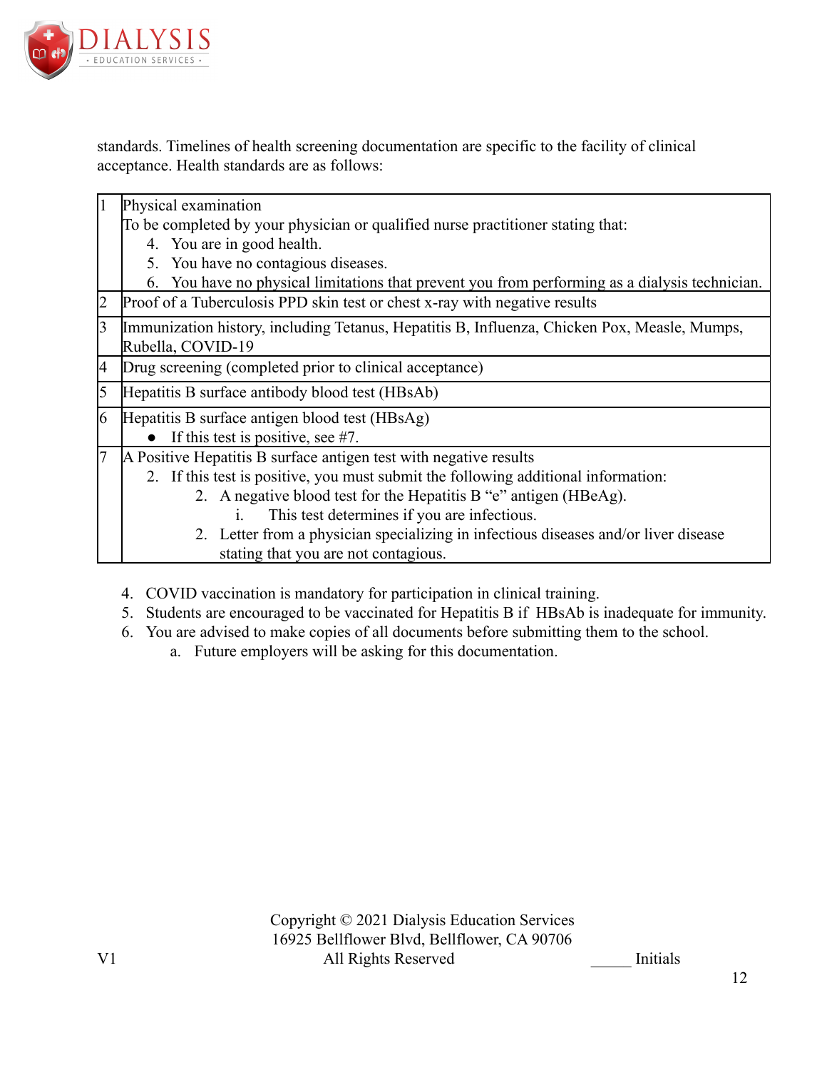standards. Timelines of health screening documentation are specific to the facility of clinical acceptance. Health standards are as follows:

| | |
|---|---|
| 1 | Physical examination<br>To be completed by your physician or qualified nurse practitioner stating that:<br>4. You are in good health.<br>5. You have no contagious diseases.<br>6. You have no physical limitations that prevent you from performing as a dialysis technician. |
| 2 | Proof of a Tuberculosis PPD skin test or chest x-ray with negative results |
| 3 | Immunization history, including Tetanus, Hepatitis B, Influenza, Chicken Pox, Measle, Mumps, Rubella, COVID-19 |
| 4 | Drug screening (completed prior to clinical acceptance) |
| 5 | Hepatitis B surface antibody blood test (HBsAb) |
| 6 | Hepatitis B surface antigen blood test (HBsAg)<br>● If this test is positive, see #7. |
| 7 | A Positive Hepatitis B surface antigen test with negative results<br>2. If this test is positive, you must submit the following additional information:<br>2. A negative blood test for the Hepatitis B "e" antigen (HBeAg).<br>i. This test determines if you are infectious.<br>2. Letter from a physician specializing in infectious diseases and/or liver disease stating that you are not contagious. |

4. COVID vaccination is mandatory for participation in clinical training.
5. Students are encouraged to be vaccinated for Hepatitis B if HBsAb is inadequate for immunity.
6. You are advised to make copies of all documents before submitting them to the school.
   a. Future employers will be asking for this documentation.

Copyright © 2021 Dialysis Education Services
16925 Bellflower Blvd, Bellflower, CA 90706
All Rights Reserved

V1 _____ Initials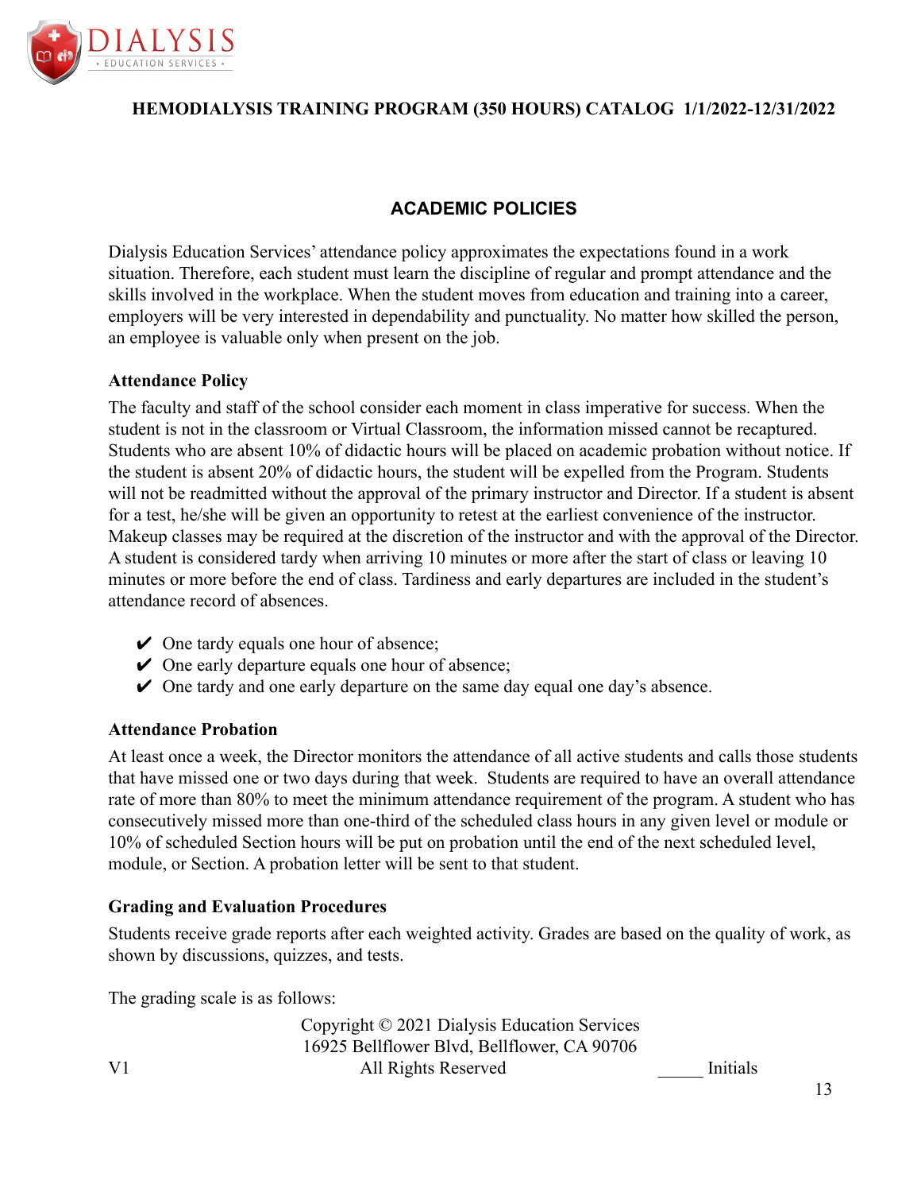## ACADEMIC POLICIES

Dialysis Education Services' attendance policy approximates the expectations found in a work situation. Therefore, each student must learn the discipline of regular and prompt attendance and the skills involved in the workplace. When the student moves from education and training into a career, employers will be very interested in dependability and punctuality. No matter how skilled the person, an employee is valuable only when present on the job.

### Attendance Policy

The faculty and staff of the school consider each moment in class imperative for success. When the student is not in the classroom or Virtual Classroom, the information missed cannot be recaptured. Students who are absent 10% of didactic hours will be placed on academic probation without notice. If the student is absent 20% of didactic hours, the student will be expelled from the Program. Students will not be readmitted without the approval of the primary instructor and Director. If a student is absent for a test, he/she will be given an opportunity to retest at the earliest convenience of the instructor. Makeup classes may be required at the discretion of the instructor and with the approval of the Director. A student is considered tardy when arriving 10 minutes or more after the start of class or leaving 10 minutes or more before the end of class. Tardiness and early departures are included in the student's attendance record of absences.

- ✔ One tardy equals one hour of absence;
- ✔ One early departure equals one hour of absence;
- ✔ One tardy and one early departure on the same day equal one day's absence.

### Attendance Probation

At least once a week, the Director monitors the attendance of all active students and calls those students that have missed one or two days during that week. Students are required to have an overall attendance rate of more than 80% to meet the minimum attendance requirement of the program. A student who has consecutively missed more than one-third of the scheduled class hours in any given level or module or 10% of scheduled Section hours will be put on probation until the end of the next scheduled level, module, or Section. A probation letter will be sent to that student.

### Grading and Evaluation Procedures

Students receive grade reports after each weighted activity. Grades are based on the quality of work, as shown by discussions, quizzes, and tests.

The grading scale is as follows: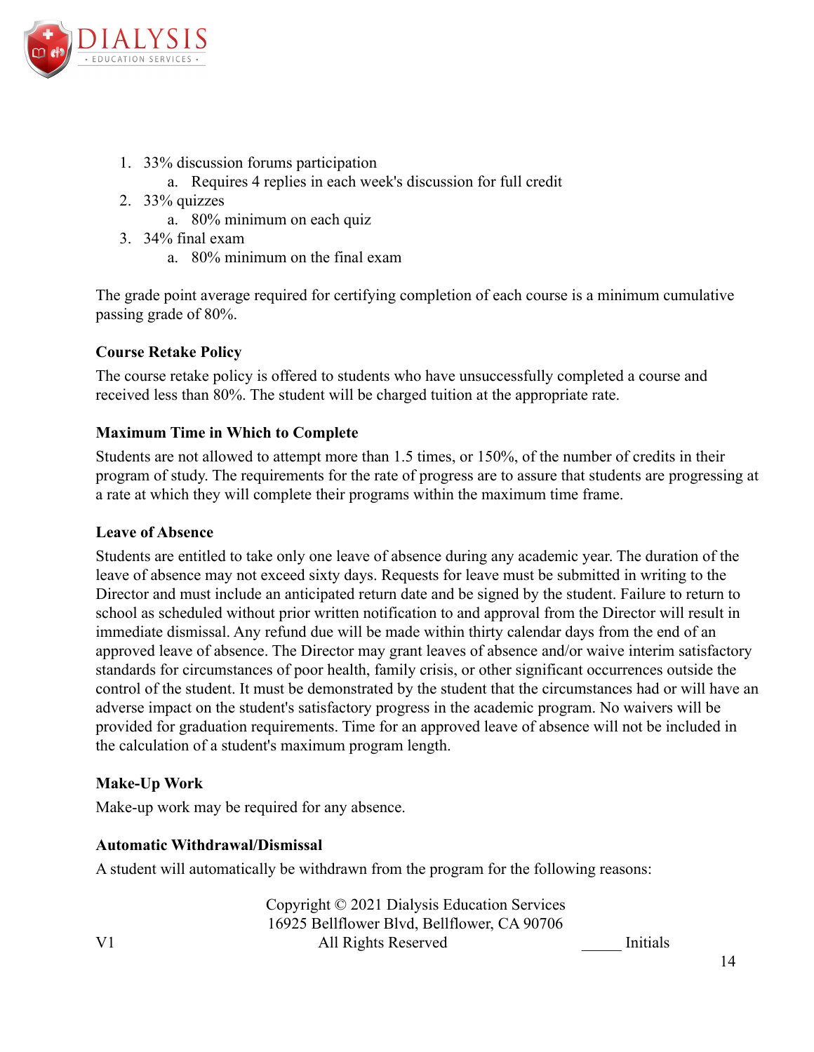1. 33% discussion forums participation
    a. Requires 4 replies in each week's discussion for full credit
2. 33% quizzes
    a. 80% minimum on each quiz
3. 34% final exam
    a. 80% minimum on the final exam

The grade point average required for certifying completion of each course is a minimum cumulative passing grade of 80%.

**Course Retake Policy**

The course retake policy is offered to students who have unsuccessfully completed a course and received less than 80%. The student will be charged tuition at the appropriate rate.

**Maximum Time in Which to Complete**

Students are not allowed to attempt more than 1.5 times, or 150%, of the number of credits in their program of study. The requirements for the rate of progress are to assure that students are progressing at a rate at which they will complete their programs within the maximum time frame.

**Leave of Absence**

Students are entitled to take only one leave of absence during any academic year. The duration of the leave of absence may not exceed sixty days. Requests for leave must be submitted in writing to the Director and must include an anticipated return date and be signed by the student. Failure to return to school as scheduled without prior written notification to and approval from the Director will result in immediate dismissal. Any refund due will be made within thirty calendar days from the end of an approved leave of absence. The Director may grant leaves of absence and/or waive interim satisfactory standards for circumstances of poor health, family crisis, or other significant occurrences outside the control of the student. It must be demonstrated by the student that the circumstances had or will have an adverse impact on the student's satisfactory progress in the academic program. No waivers will be provided for graduation requirements. Time for an approved leave of absence will not be included in the calculation of a student's maximum program length.

**Make-Up Work**

Make-up work may be required for any absence.

**Automatic Withdrawal/Dismissal**

A student will automatically be withdrawn from the program for the following reasons: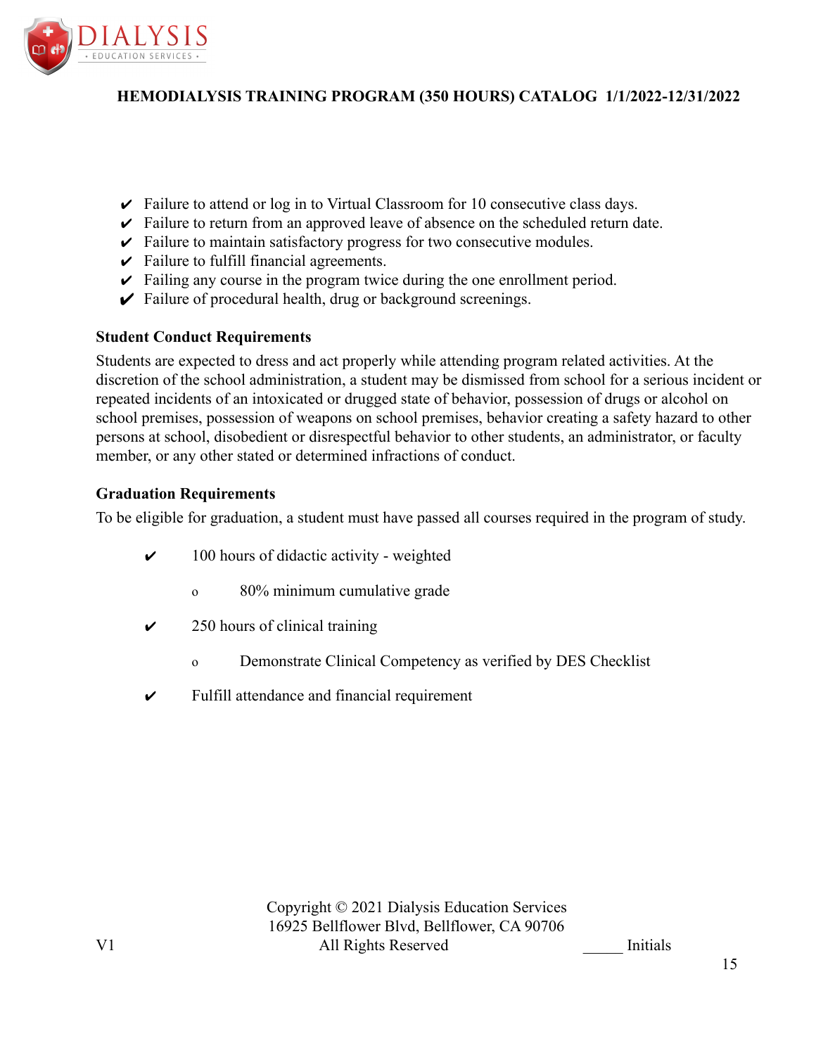- Failure to attend or log in to Virtual Classroom for 10 consecutive class days.
- Failure to return from an approved leave of absence on the scheduled return date.
- Failure to maintain satisfactory progress for two consecutive modules.
- Failure to fulfill financial agreements.
- Failing any course in the program twice during the one enrollment period.
- Failure of procedural health, drug or background screenings.

**Student Conduct Requirements**

Students are expected to dress and act properly while attending program related activities. At the discretion of the school administration, a student may be dismissed from school for a serious incident or repeated incidents of an intoxicated or drugged state of behavior, possession of drugs or alcohol on school premises, possession of weapons on school premises, behavior creating a safety hazard to other persons at school, disobedient or disrespectful behavior to other students, an administrator, or faculty member, or any other stated or determined infractions of conduct.

**Graduation Requirements**

To be eligible for graduation, a student must have passed all courses required in the program of study.

- 100 hours of didactic activity - weighted
  - 80% minimum cumulative grade
- 250 hours of clinical training
  - Demonstrate Clinical Competency as verified by DES Checklist
- Fulfill attendance and financial requirement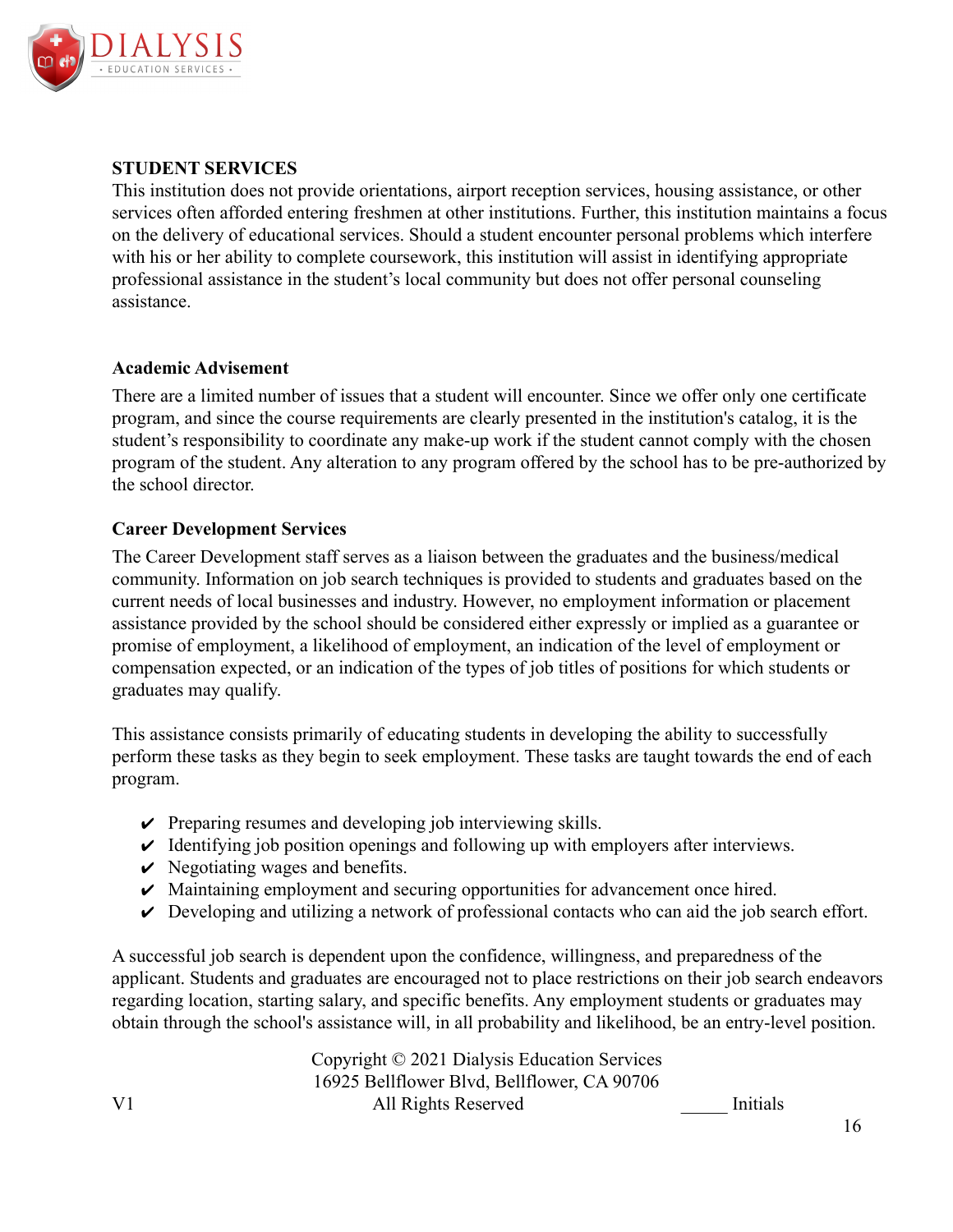## STUDENT SERVICES

This institution does not provide orientations, airport reception services, housing assistance, or other services often afforded entering freshmen at other institutions. Further, this institution maintains a focus on the delivery of educational services. Should a student encounter personal problems which interfere with his or her ability to complete coursework, this institution will assist in identifying appropriate professional assistance in the student's local community but does not offer personal counseling assistance.

### Academic Advisement

There are a limited number of issues that a student will encounter. Since we offer only one certificate program, and since the course requirements are clearly presented in the institution's catalog, it is the student's responsibility to coordinate any make-up work if the student cannot comply with the chosen program of the student. Any alteration to any program offered by the school has to be pre-authorized by the school director.

### Career Development Services

The Career Development staff serves as a liaison between the graduates and the business/medical community. Information on job search techniques is provided to students and graduates based on the current needs of local businesses and industry. However, no employment information or placement assistance provided by the school should be considered either expressly or implied as a guarantee or promise of employment, a likelihood of employment, an indication of the level of employment or compensation expected, or an indication of the types of job titles of positions for which students or graduates may qualify.

This assistance consists primarily of educating students in developing the ability to successfully perform these tasks as they begin to seek employment. These tasks are taught towards the end of each program.

- ✔ Preparing resumes and developing job interviewing skills.
- ✔ Identifying job position openings and following up with employers after interviews.
- ✔ Negotiating wages and benefits.
- ✔ Maintaining employment and securing opportunities for advancement once hired.
- ✔ Developing and utilizing a network of professional contacts who can aid the job search effort.

A successful job search is dependent upon the confidence, willingness, and preparedness of the applicant. Students and graduates are encouraged not to place restrictions on their job search endeavors regarding location, starting salary, and specific benefits. Any employment students or graduates may obtain through the school's assistance will, in all probability and likelihood, be an entry-level position.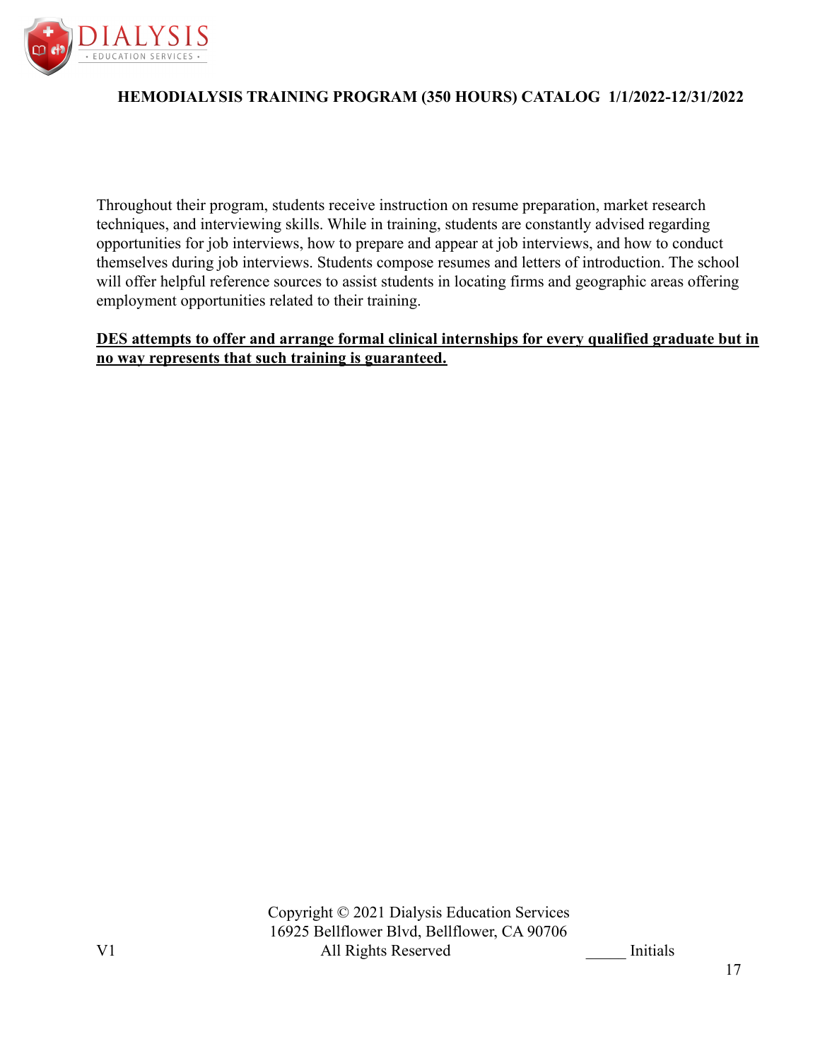Throughout their program, students receive instruction on resume preparation, market research techniques, and interviewing skills. While in training, students are constantly advised regarding opportunities for job interviews, how to prepare and appear at job interviews, and how to conduct themselves during job interviews. Students compose resumes and letters of introduction. The school will offer helpful reference sources to assist students in locating firms and geographic areas offering employment opportunities related to their training.

**DES attempts to offer and arrange formal clinical internships for every qualified graduate but in no way represents that such training is guaranteed.**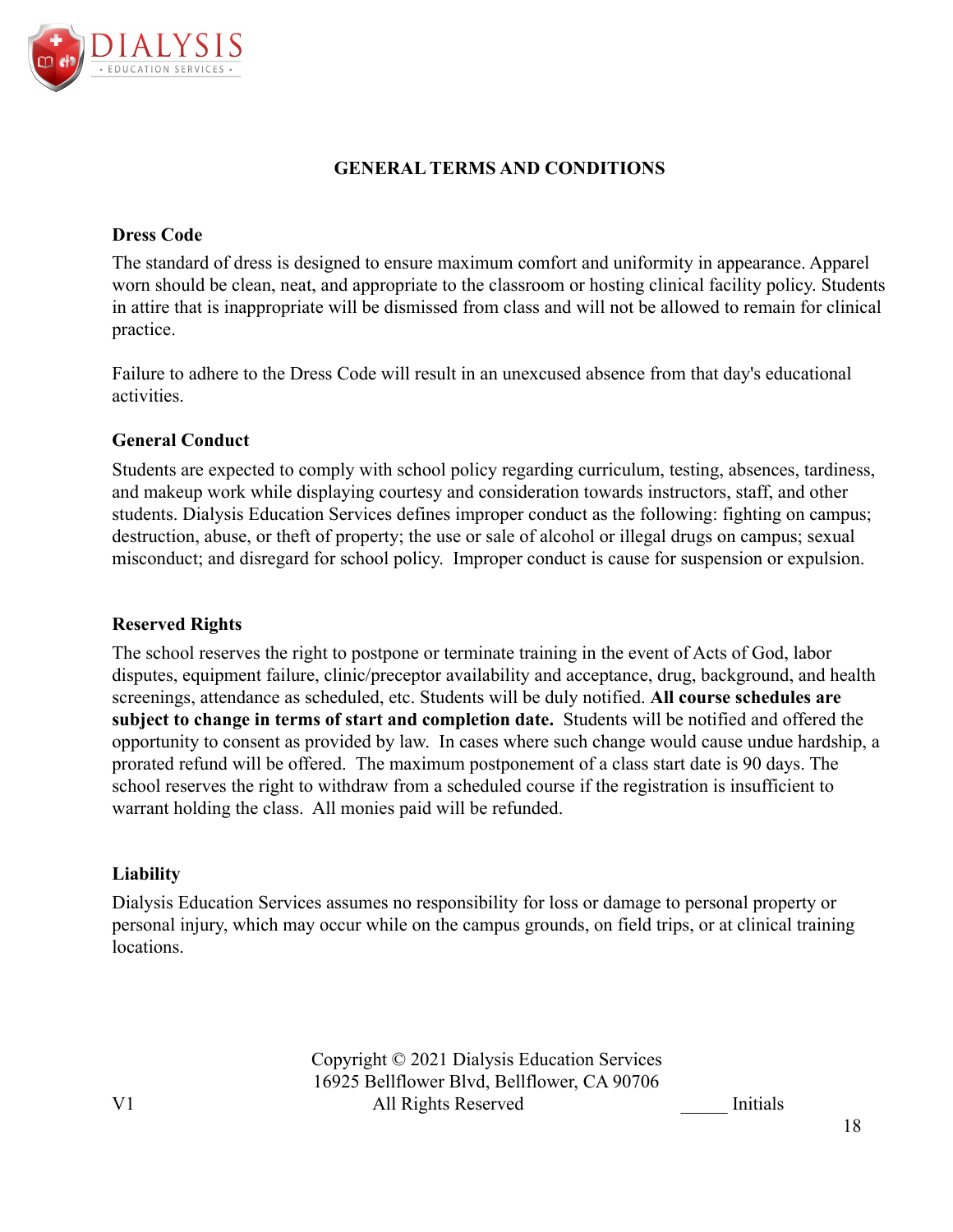# GENERAL TERMS AND CONDITIONS

## Dress Code

The standard of dress is designed to ensure maximum comfort and uniformity in appearance. Apparel worn should be clean, neat, and appropriate to the classroom or hosting clinical facility policy. Students in attire that is inappropriate will be dismissed from class and will not be allowed to remain for clinical practice.

Failure to adhere to the Dress Code will result in an unexcused absence from that day's educational activities.

## General Conduct

Students are expected to comply with school policy regarding curriculum, testing, absences, tardiness, and makeup work while displaying courtesy and consideration towards instructors, staff, and other students. Dialysis Education Services defines improper conduct as the following: fighting on campus; destruction, abuse, or theft of property; the use or sale of alcohol or illegal drugs on campus; sexual misconduct; and disregard for school policy. Improper conduct is cause for suspension or expulsion.

## Reserved Rights

The school reserves the right to postpone or terminate training in the event of Acts of God, labor disputes, equipment failure, clinic/preceptor availability and acceptance, drug, background, and health screenings, attendance as scheduled, etc. Students will be duly notified. **All course schedules are subject to change in terms of start and completion date.** Students will be notified and offered the opportunity to consent as provided by law. In cases where such change would cause undue hardship, a prorated refund will be offered. The maximum postponement of a class start date is 90 days. The school reserves the right to withdraw from a scheduled course if the registration is insufficient to warrant holding the class. All monies paid will be refunded.

## Liability

Dialysis Education Services assumes no responsibility for loss or damage to personal property or personal injury, which may occur while on the campus grounds, on field trips, or at clinical training locations.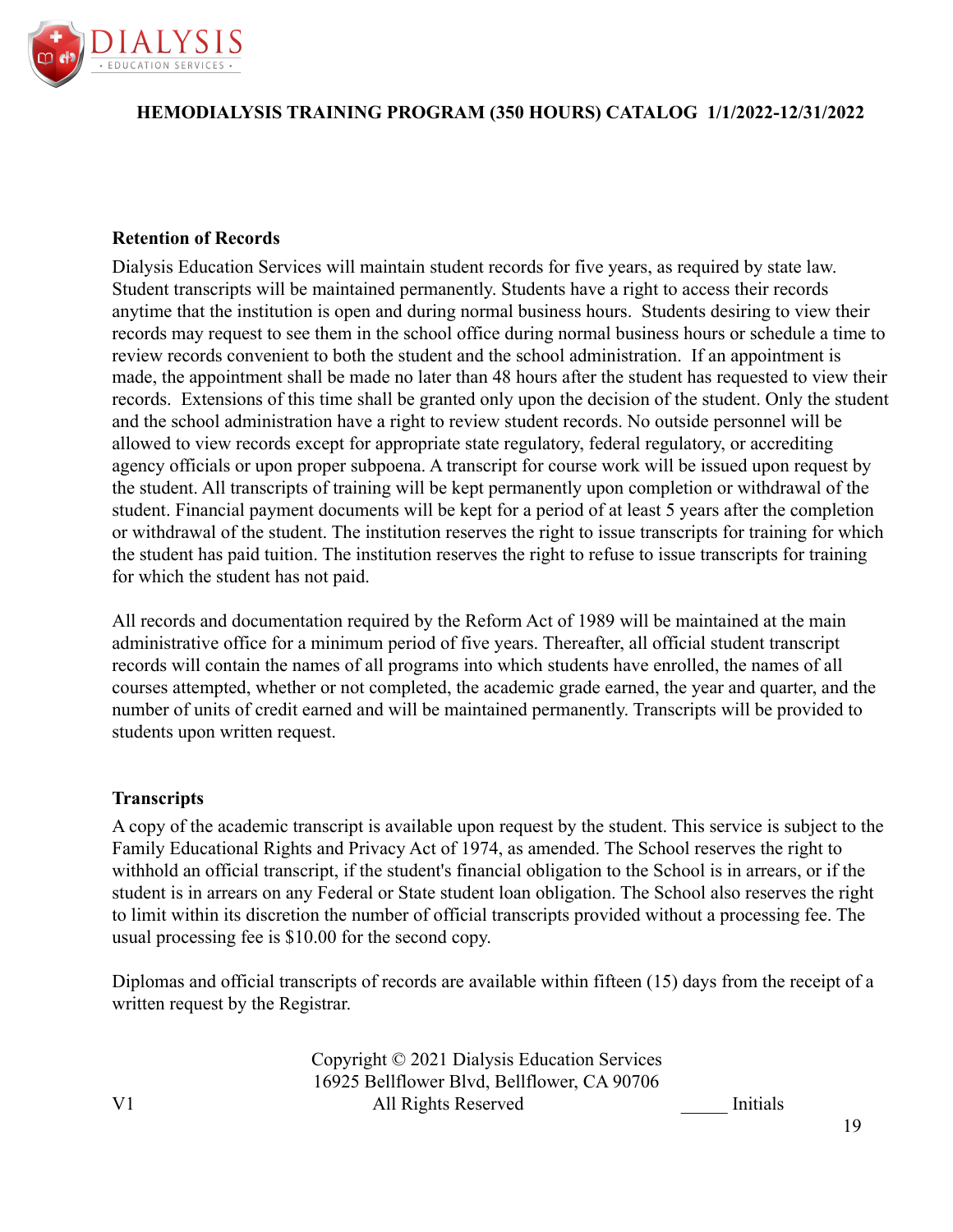**Retention of Records**

Dialysis Education Services will maintain student records for five years, as required by state law. Student transcripts will be maintained permanently. Students have a right to access their records anytime that the institution is open and during normal business hours. Students desiring to view their records may request to see them in the school office during normal business hours or schedule a time to review records convenient to both the student and the school administration. If an appointment is made, the appointment shall be made no later than 48 hours after the student has requested to view their records. Extensions of this time shall be granted only upon the decision of the student. Only the student and the school administration have a right to review student records. No outside personnel will be allowed to view records except for appropriate state regulatory, federal regulatory, or accrediting agency officials or upon proper subpoena. A transcript for course work will be issued upon request by the student. All transcripts of training will be kept permanently upon completion or withdrawal of the student. Financial payment documents will be kept for a period of at least 5 years after the completion or withdrawal of the student. The institution reserves the right to issue transcripts for training for which the student has paid tuition. The institution reserves the right to refuse to issue transcripts for training for which the student has not paid.

All records and documentation required by the Reform Act of 1989 will be maintained at the main administrative office for a minimum period of five years. Thereafter, all official student transcript records will contain the names of all programs into which students have enrolled, the names of all courses attempted, whether or not completed, the academic grade earned, the year and quarter, and the number of units of credit earned and will be maintained permanently. Transcripts will be provided to students upon written request.

**Transcripts**

A copy of the academic transcript is available upon request by the student. This service is subject to the Family Educational Rights and Privacy Act of 1974, as amended. The School reserves the right to withhold an official transcript, if the student's financial obligation to the School is in arrears, or if the student is in arrears on any Federal or State student loan obligation. The School also reserves the right to limit within its discretion the number of official transcripts provided without a processing fee. The usual processing fee is $10.00 for the second copy.

Diplomas and official transcripts of records are available within fifteen (15) days from the receipt of a written request by the Registrar.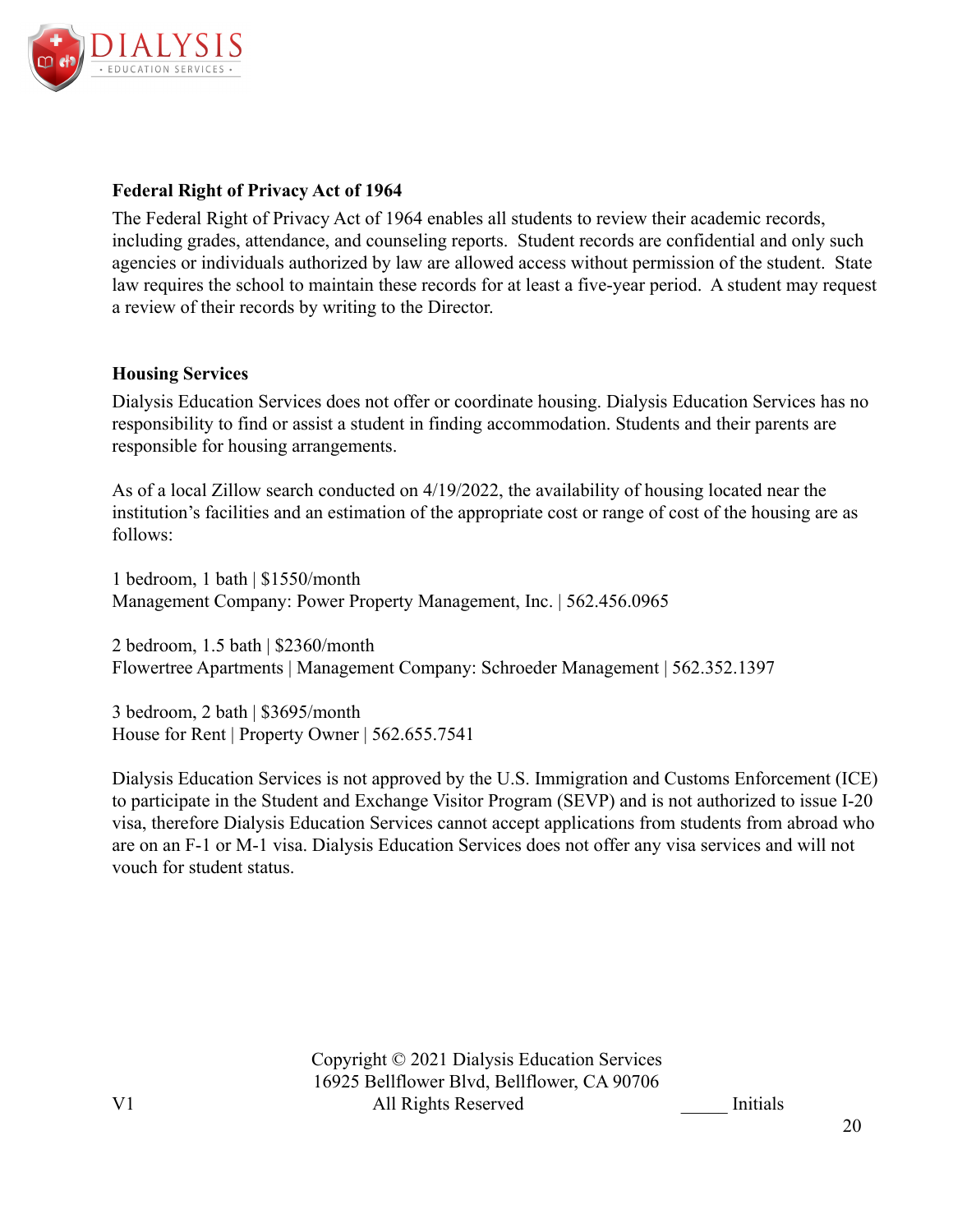**Federal Right of Privacy Act of 1964**

The Federal Right of Privacy Act of 1964 enables all students to review their academic records, including grades, attendance, and counseling reports. Student records are confidential and only such agencies or individuals authorized by law are allowed access without permission of the student. State law requires the school to maintain these records for at least a five-year period. A student may request a review of their records by writing to the Director.

**Housing Services**

Dialysis Education Services does not offer or coordinate housing. Dialysis Education Services has no responsibility to find or assist a student in finding accommodation. Students and their parents are responsible for housing arrangements.

As of a local Zillow search conducted on 4/19/2022, the availability of housing located near the institution's facilities and an estimation of the appropriate cost or range of cost of the housing are as follows:

1 bedroom, 1 bath | $1550/month
Management Company: Power Property Management, Inc. | 562.456.0965

2 bedroom, 1.5 bath | $2360/month
Flowertree Apartments | Management Company: Schroeder Management | 562.352.1397

3 bedroom, 2 bath | $3695/month
House for Rent | Property Owner | 562.655.7541

Dialysis Education Services is not approved by the U.S. Immigration and Customs Enforcement (ICE) to participate in the Student and Exchange Visitor Program (SEVP) and is not authorized to issue I-20 visa, therefore Dialysis Education Services cannot accept applications from students from abroad who are on an F-1 or M-1 visa. Dialysis Education Services does not offer any visa services and will not vouch for student status.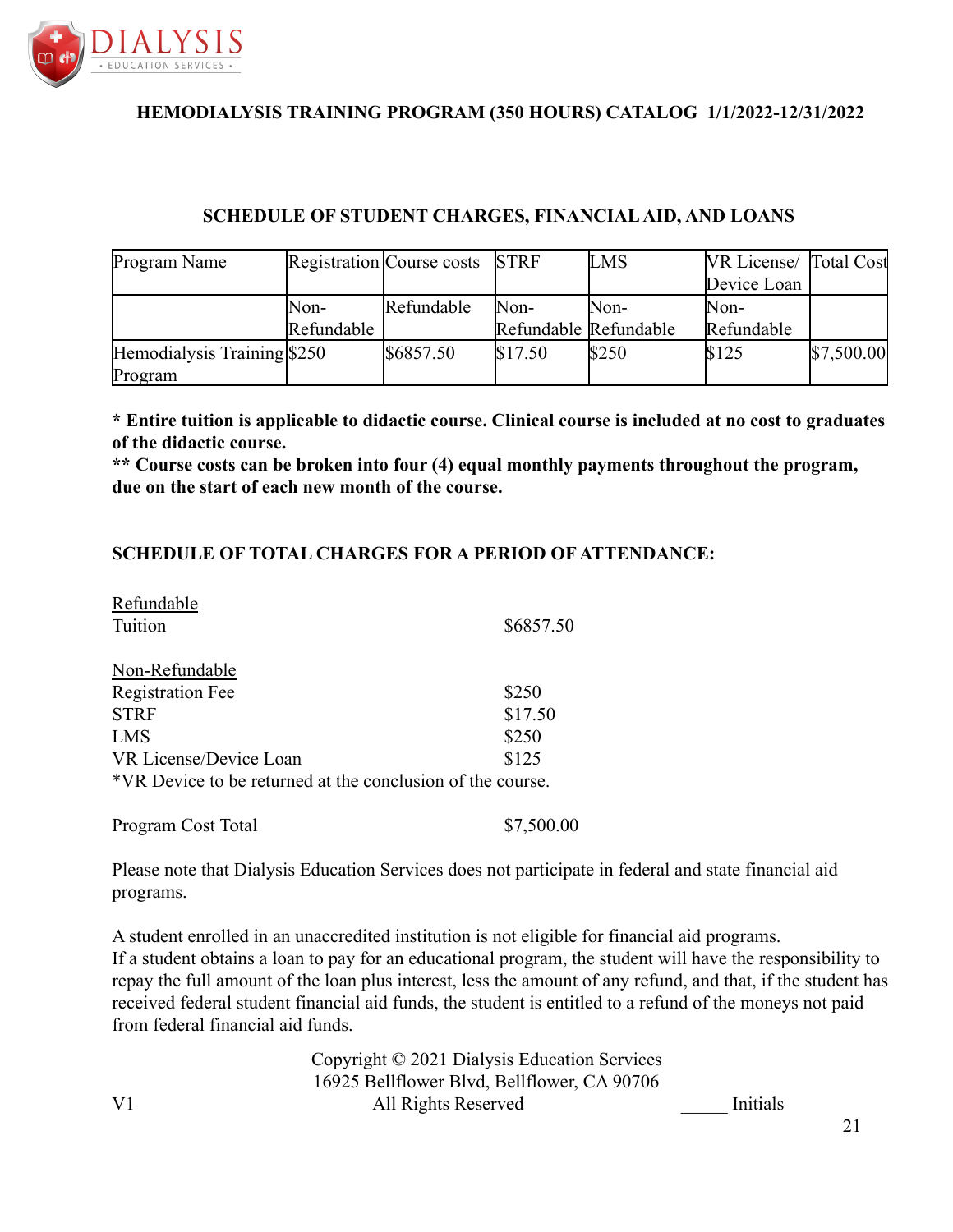**HEMODIALYSIS TRAINING PROGRAM (350 HOURS) CATALOG 1/1/2022-12/31/2022**

## SCHEDULE OF STUDENT CHARGES, FINANCIAL AID, AND LOANS

| Program Name | Registration | Course costs | STRF | LMS | VR License/ Device Loan | Total Cost |
|---|---|---|---|---|---|---|
| | Non-Refundable | Refundable | Non-Refundable | Non-Refundable | Non-Refundable | |
| Hemodialysis Training Program | $250 | $6857.50 | $17.50 | $250 | $125 | $7,500.00 |

**\* Entire tuition is applicable to didactic course. Clinical course is included at no cost to graduates of the didactic course.**

**\*\* Course costs can be broken into four (4) equal monthly payments throughout the program, due on the start of each new month of the course.**

### SCHEDULE OF TOTAL CHARGES FOR A PERIOD OF ATTENDANCE:

<u>Refundable</u>

Tuition $6857.50

<u>Non-Refundable</u>

Registration Fee $250

STRF $17.50

LMS $250

VR License/Device Loan $125

*VR Device to be returned at the conclusion of the course.

Program Cost Total $7,500.00

Please note that Dialysis Education Services does not participate in federal and state financial aid programs.

A student enrolled in an unaccredited institution is not eligible for financial aid programs.
If a student obtains a loan to pay for an educational program, the student will have the responsibility to repay the full amount of the loan plus interest, less the amount of any refund, and that, if the student has received federal student financial aid funds, the student is entitled to a refund of the moneys not paid from federal financial aid funds.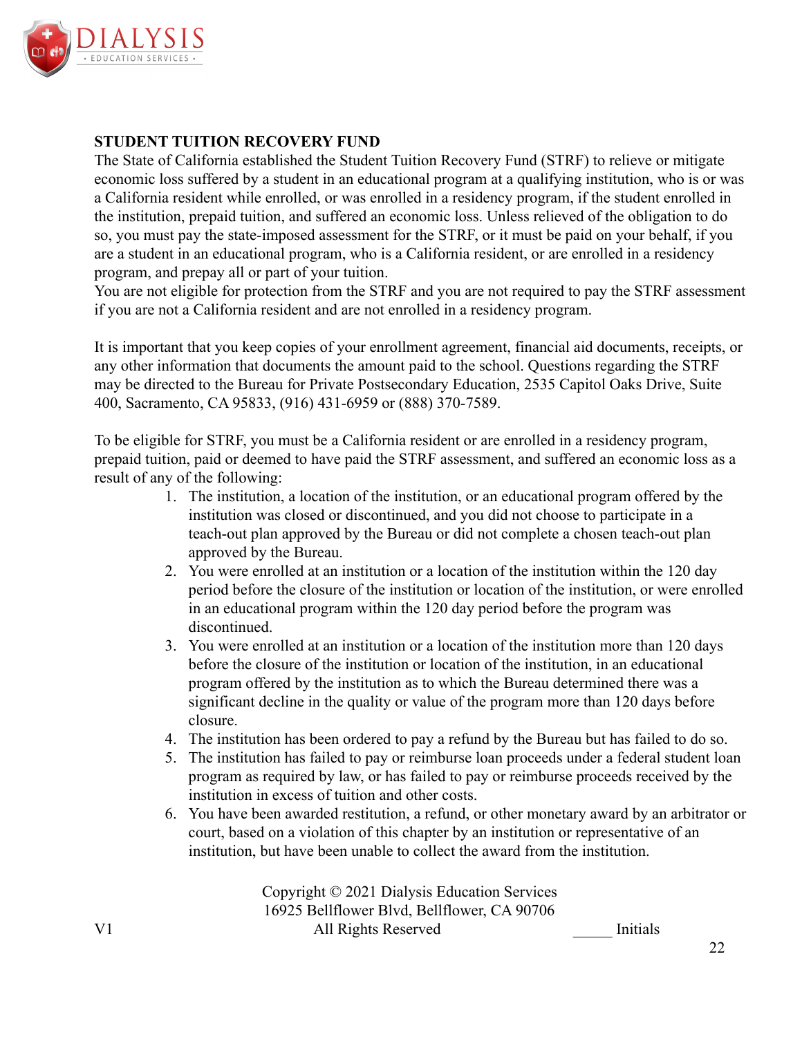**STUDENT TUITION RECOVERY FUND**

The State of California established the Student Tuition Recovery Fund (STRF) to relieve or mitigate economic loss suffered by a student in an educational program at a qualifying institution, who is or was a California resident while enrolled, or was enrolled in a residency program, if the student enrolled in the institution, prepaid tuition, and suffered an economic loss. Unless relieved of the obligation to do so, you must pay the state-imposed assessment for the STRF, or it must be paid on your behalf, if you are a student in an educational program, who is a California resident, or are enrolled in a residency program, and prepay all or part of your tuition.

You are not eligible for protection from the STRF and you are not required to pay the STRF assessment if you are not a California resident and are not enrolled in a residency program.

It is important that you keep copies of your enrollment agreement, financial aid documents, receipts, or any other information that documents the amount paid to the school. Questions regarding the STRF may be directed to the Bureau for Private Postsecondary Education, 2535 Capitol Oaks Drive, Suite 400, Sacramento, CA 95833, (916) 431-6959 or (888) 370-7589.

To be eligible for STRF, you must be a California resident or are enrolled in a residency program, prepaid tuition, paid or deemed to have paid the STRF assessment, and suffered an economic loss as a result of any of the following:

1. The institution, a location of the institution, or an educational program offered by the institution was closed or discontinued, and you did not choose to participate in a teach-out plan approved by the Bureau or did not complete a chosen teach-out plan approved by the Bureau.
2. You were enrolled at an institution or a location of the institution within the 120 day period before the closure of the institution or location of the institution, or were enrolled in an educational program within the 120 day period before the program was discontinued.
3. You were enrolled at an institution or a location of the institution more than 120 days before the closure of the institution or location of the institution, in an educational program offered by the institution as to which the Bureau determined there was a significant decline in the quality or value of the program more than 120 days before closure.
4. The institution has been ordered to pay a refund by the Bureau but has failed to do so.
5. The institution has failed to pay or reimburse loan proceeds under a federal student loan program as required by law, or has failed to pay or reimburse proceeds received by the institution in excess of tuition and other costs.
6. You have been awarded restitution, a refund, or other monetary award by an arbitrator or court, based on a violation of this chapter by an institution or representative of an institution, but have been unable to collect the award from the institution.

_____ Initials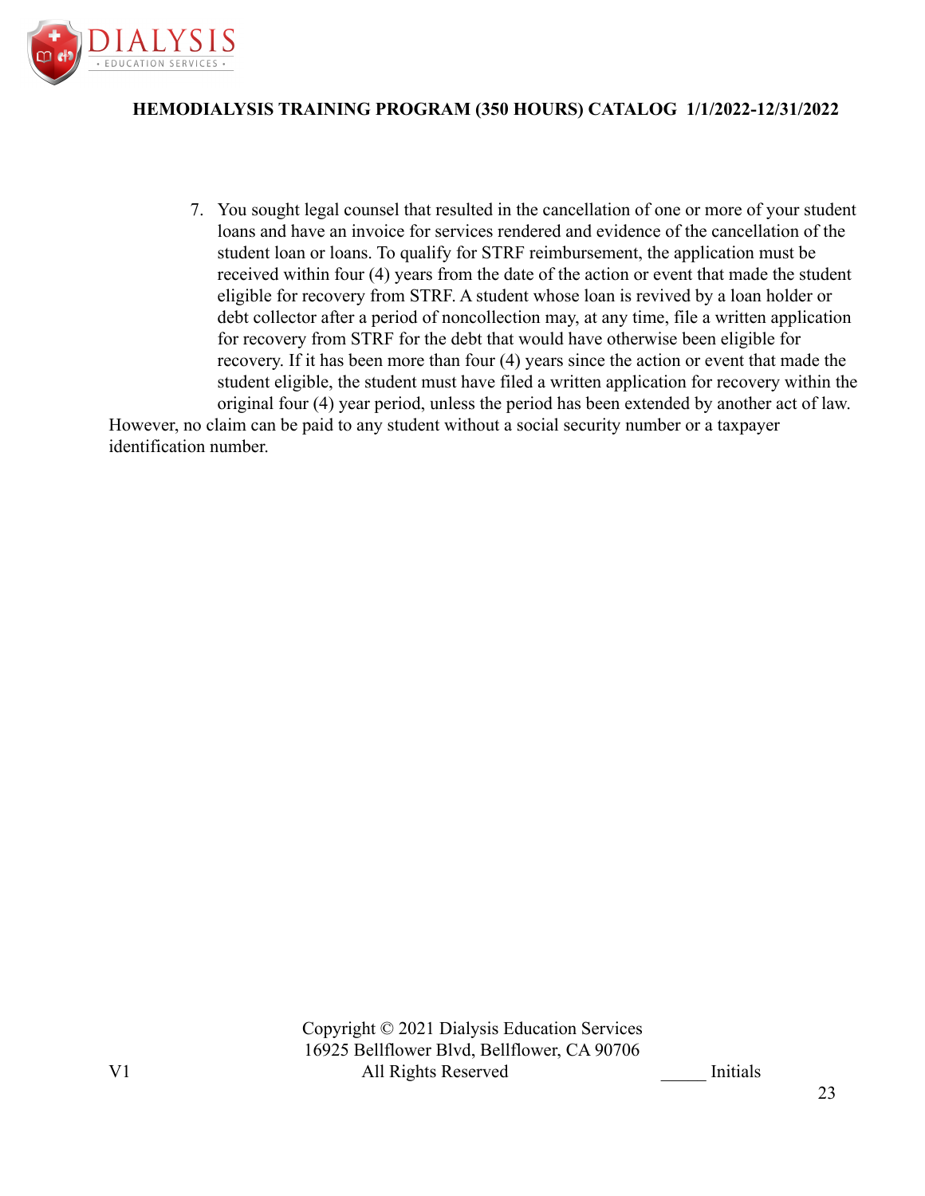7. You sought legal counsel that resulted in the cancellation of one or more of your student loans and have an invoice for services rendered and evidence of the cancellation of the student loan or loans. To qualify for STRF reimbursement, the application must be received within four (4) years from the date of the action or event that made the student eligible for recovery from STRF. A student whose loan is revived by a loan holder or debt collector after a period of noncollection may, at any time, file a written application for recovery from STRF for the debt that would have otherwise been eligible for recovery. If it has been more than four (4) years since the action or event that made the student eligible, the student must have filed a written application for recovery within the original four (4) year period, unless the period has been extended by another act of law.

However, no claim can be paid to any student without a social security number or a taxpayer identification number.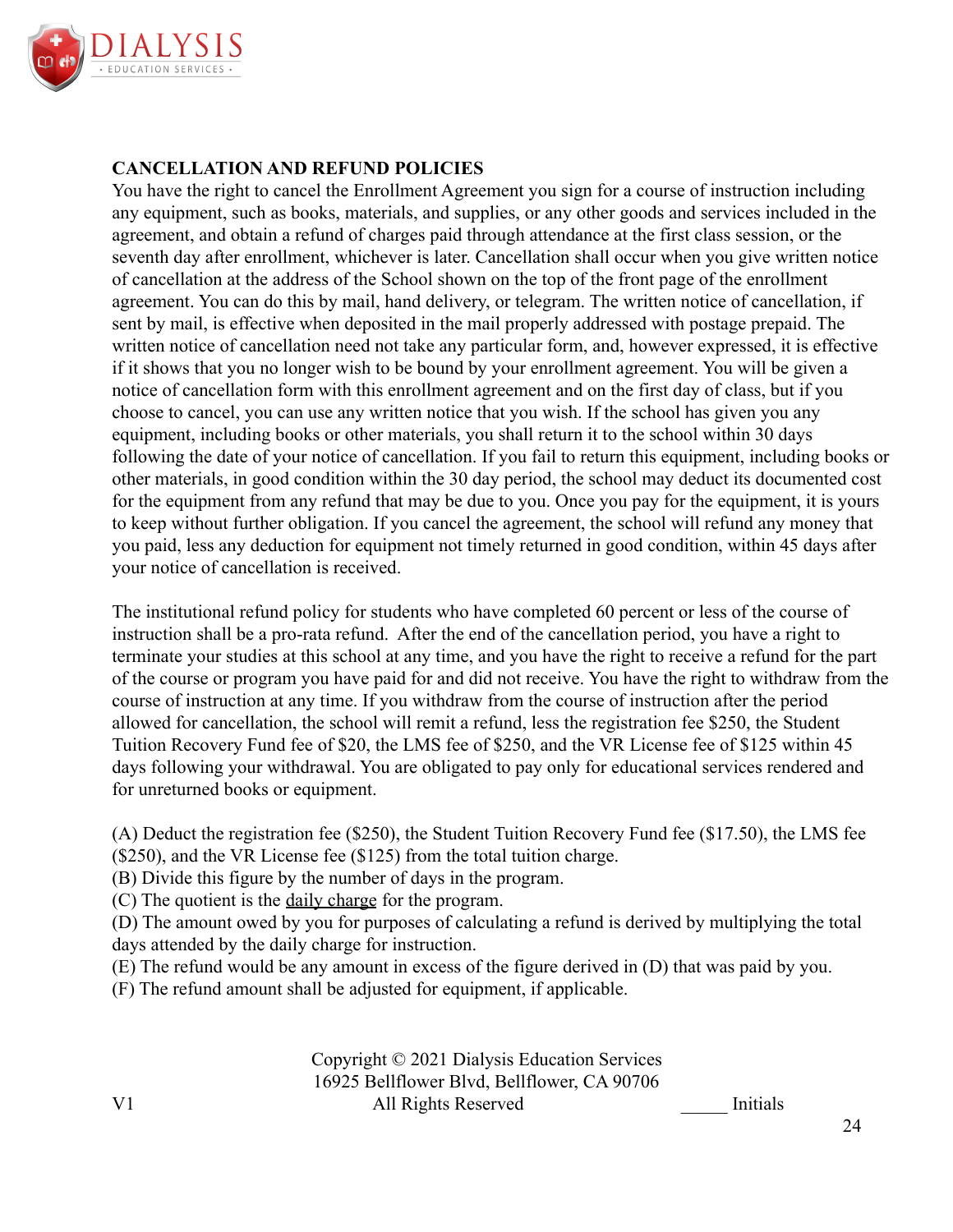## CANCELLATION AND REFUND POLICIES

You have the right to cancel the Enrollment Agreement you sign for a course of instruction including any equipment, such as books, materials, and supplies, or any other goods and services included in the agreement, and obtain a refund of charges paid through attendance at the first class session, or the seventh day after enrollment, whichever is later. Cancellation shall occur when you give written notice of cancellation at the address of the School shown on the top of the front page of the enrollment agreement. You can do this by mail, hand delivery, or telegram. The written notice of cancellation, if sent by mail, is effective when deposited in the mail properly addressed with postage prepaid. The written notice of cancellation need not take any particular form, and, however expressed, it is effective if it shows that you no longer wish to be bound by your enrollment agreement. You will be given a notice of cancellation form with this enrollment agreement and on the first day of class, but if you choose to cancel, you can use any written notice that you wish. If the school has given you any equipment, including books or other materials, you shall return it to the school within 30 days following the date of your notice of cancellation. If you fail to return this equipment, including books or other materials, in good condition within the 30 day period, the school may deduct its documented cost for the equipment from any refund that may be due to you. Once you pay for the equipment, it is yours to keep without further obligation. If you cancel the agreement, the school will refund any money that you paid, less any deduction for equipment not timely returned in good condition, within 45 days after your notice of cancellation is received.

The institutional refund policy for students who have completed 60 percent or less of the course of instruction shall be a pro-rata refund. After the end of the cancellation period, you have a right to terminate your studies at this school at any time, and you have the right to receive a refund for the part of the course or program you have paid for and did not receive. You have the right to withdraw from the course of instruction at any time. If you withdraw from the course of instruction after the period allowed for cancellation, the school will remit a refund, less the registration fee $250, the Student Tuition Recovery Fund fee of $20, the LMS fee of $250, and the VR License fee of $125 within 45 days following your withdrawal. You are obligated to pay only for educational services rendered and for unreturned books or equipment.

(A) Deduct the registration fee ($250), the Student Tuition Recovery Fund fee ($17.50), the LMS fee ($250), and the VR License fee ($125) from the total tuition charge.
(B) Divide this figure by the number of days in the program.
(C) The quotient is the <u>daily charge</u> for the program.
(D) The amount owed by you for purposes of calculating a refund is derived by multiplying the total days attended by the daily charge for instruction.
(E) The refund would be any amount in excess of the figure derived in (D) that was paid by you.
(F) The refund amount shall be adjusted for equipment, if applicable.

Copyright © 2021 Dialysis Education Services
16925 Bellflower Blvd, Bellflower, CA 90706
All Rights Reserved

V1 _____ Initials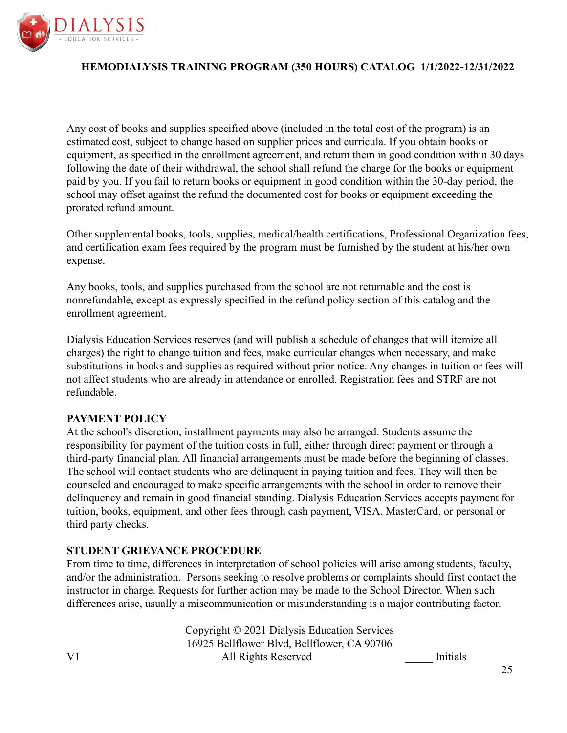Any cost of books and supplies specified above (included in the total cost of the program) is an estimated cost, subject to change based on supplier prices and curricula. If you obtain books or equipment, as specified in the enrollment agreement, and return them in good condition within 30 days following the date of their withdrawal, the school shall refund the charge for the books or equipment paid by you. If you fail to return books or equipment in good condition within the 30-day period, the school may offset against the refund the documented cost for books or equipment exceeding the prorated refund amount.

Other supplemental books, tools, supplies, medical/health certifications, Professional Organization fees, and certification exam fees required by the program must be furnished by the student at his/her own expense.

Any books, tools, and supplies purchased from the school are not returnable and the cost is nonrefundable, except as expressly specified in the refund policy section of this catalog and the enrollment agreement.

Dialysis Education Services reserves (and will publish a schedule of changes that will itemize all charges) the right to change tuition and fees, make curricular changes when necessary, and make substitutions in books and supplies as required without prior notice. Any changes in tuition or fees will not affect students who are already in attendance or enrolled. Registration fees and STRF are not refundable.

**PAYMENT POLICY**

At the school's discretion, installment payments may also be arranged. Students assume the responsibility for payment of the tuition costs in full, either through direct payment or through a third-party financial plan. All financial arrangements must be made before the beginning of classes. The school will contact students who are delinquent in paying tuition and fees. They will then be counseled and encouraged to make specific arrangements with the school in order to remove their delinquency and remain in good financial standing. Dialysis Education Services accepts payment for tuition, books, equipment, and other fees through cash payment, VISA, MasterCard, or personal or third party checks.

**STUDENT GRIEVANCE PROCEDURE**

From time to time, differences in interpretation of school policies will arise among students, faculty, and/or the administration. Persons seeking to resolve problems or complaints should first contact the instructor in charge. Requests for further action may be made to the School Director. When such differences arise, usually a miscommunication or misunderstanding is a major contributing factor.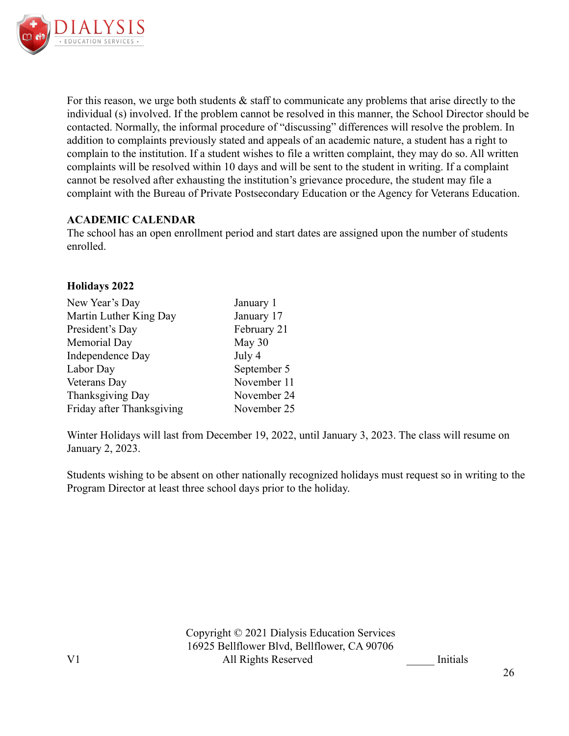For this reason, we urge both students & staff to communicate any problems that arise directly to the individual (s) involved. If the problem cannot be resolved in this manner, the School Director should be contacted. Normally, the informal procedure of "discussing" differences will resolve the problem. In addition to complaints previously stated and appeals of an academic nature, a student has a right to complain to the institution. If a student wishes to file a written complaint, they may do so. All written complaints will be resolved within 10 days and will be sent to the student in writing. If a complaint cannot be resolved after exhausting the institution's grievance procedure, the student may file a complaint with the Bureau of Private Postsecondary Education or the Agency for Veterans Education.

**ACADEMIC CALENDAR**

The school has an open enrollment period and start dates are assigned upon the number of students enrolled.

**Holidays 2022**

| | |
|---|---|
| New Year's Day | January 1 |
| Martin Luther King Day | January 17 |
| President's Day | February 21 |
| Memorial Day | May 30 |
| Independence Day | July 4 |
| Labor Day | September 5 |
| Veterans Day | November 11 |
| Thanksgiving Day | November 24 |
| Friday after Thanksgiving | November 25 |

Winter Holidays will last from December 19, 2022, until January 3, 2023. The class will resume on January 2, 2023.

Students wishing to be absent on other nationally recognized holidays must request so in writing to the Program Director at least three school days prior to the holiday.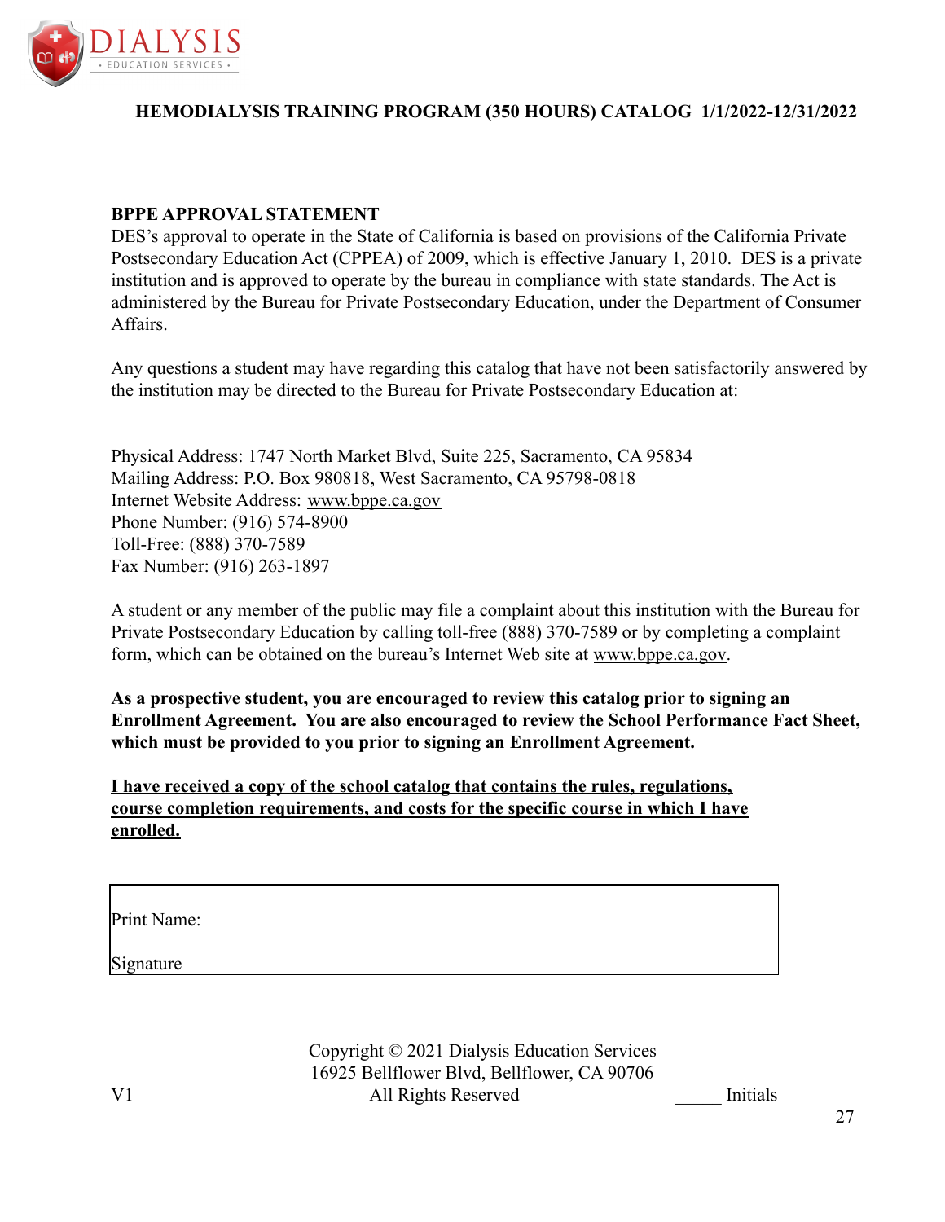# HEMODIALYSIS TRAINING PROGRAM (350 HOURS) CATALOG 1/1/2022-12/31/2022

## BPPE APPROVAL STATEMENT

DES's approval to operate in the State of California is based on provisions of the California Private Postsecondary Education Act (CPPEA) of 2009, which is effective January 1, 2010. DES is a private institution and is approved to operate by the bureau in compliance with state standards. The Act is administered by the Bureau for Private Postsecondary Education, under the Department of Consumer Affairs.

Any questions a student may have regarding this catalog that have not been satisfactorily answered by the institution may be directed to the Bureau for Private Postsecondary Education at:

Physical Address: 1747 North Market Blvd, Suite 225, Sacramento, CA 95834
Mailing Address: P.O. Box 980818, West Sacramento, CA 95798-0818
Internet Website Address: www.bppe.ca.gov
Phone Number: (916) 574-8900
Toll-Free: (888) 370-7589
Fax Number: (916) 263-1897

A student or any member of the public may file a complaint about this institution with the Bureau for Private Postsecondary Education by calling toll-free (888) 370-7589 or by completing a complaint form, which can be obtained on the bureau's Internet Web site at www.bppe.ca.gov.

**As a prospective student, you are encouraged to review this catalog prior to signing an Enrollment Agreement. You are also encouraged to review the School Performance Fact Sheet, which must be provided to you prior to signing an Enrollment Agreement.**

**I have received a copy of the school catalog that contains the rules, regulations, course completion requirements, and costs for the specific course in which I have enrolled.**

Print Name:

Signature

Copyright © 2021 Dialysis Education Services
16925 Bellflower Blvd, Bellflower, CA 90706
All Rights Reserved

V1

_____ Initials